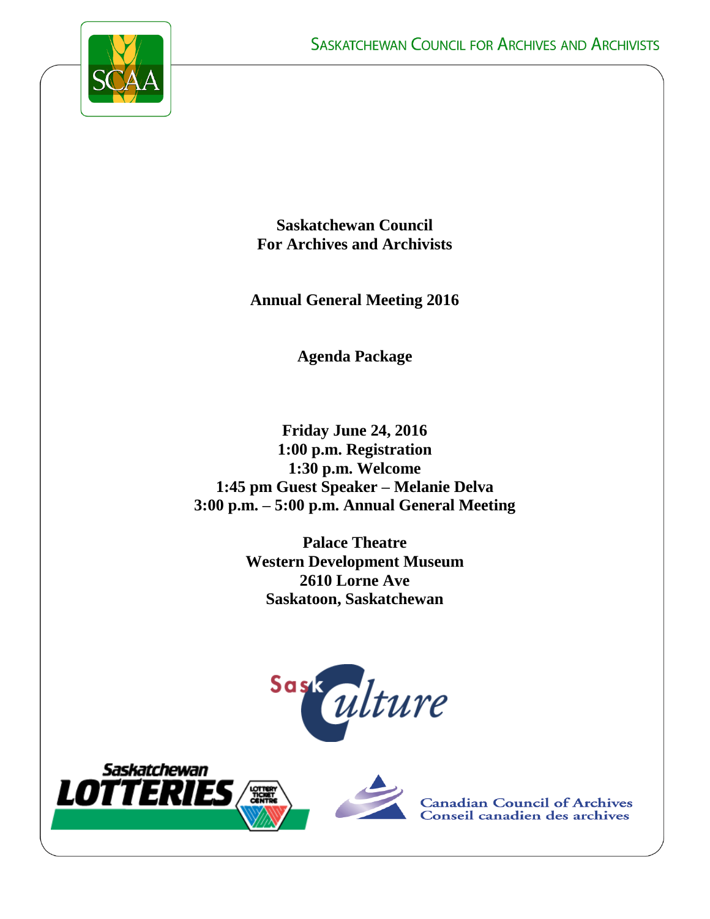SASKATCHEWAN COUNCIL FOR ARCHIVES AND ARCHIVISTS

# Saskatchewan Council For Archives and Archivists

## Annual General Meeting 2016

## Agenda Package

**Friday June 24, 2016**
**1:00 p.m. Registration**
**1:30 p.m. Welcome**
**1:45 pm Guest Speaker – Melanie Delva**
**3:00 p.m. – 5:00 p.m. Annual General Meeting**

**Palace Theatre**
**Western Development Museum**
**2610 Lorne Ave**
**Saskatoon, Saskatchewan**

SaskCulture

Saskatchewan LOTTERIES — LOTTERY TICKET CENTRE

Canadian Council of Archives
Conseil canadien des archives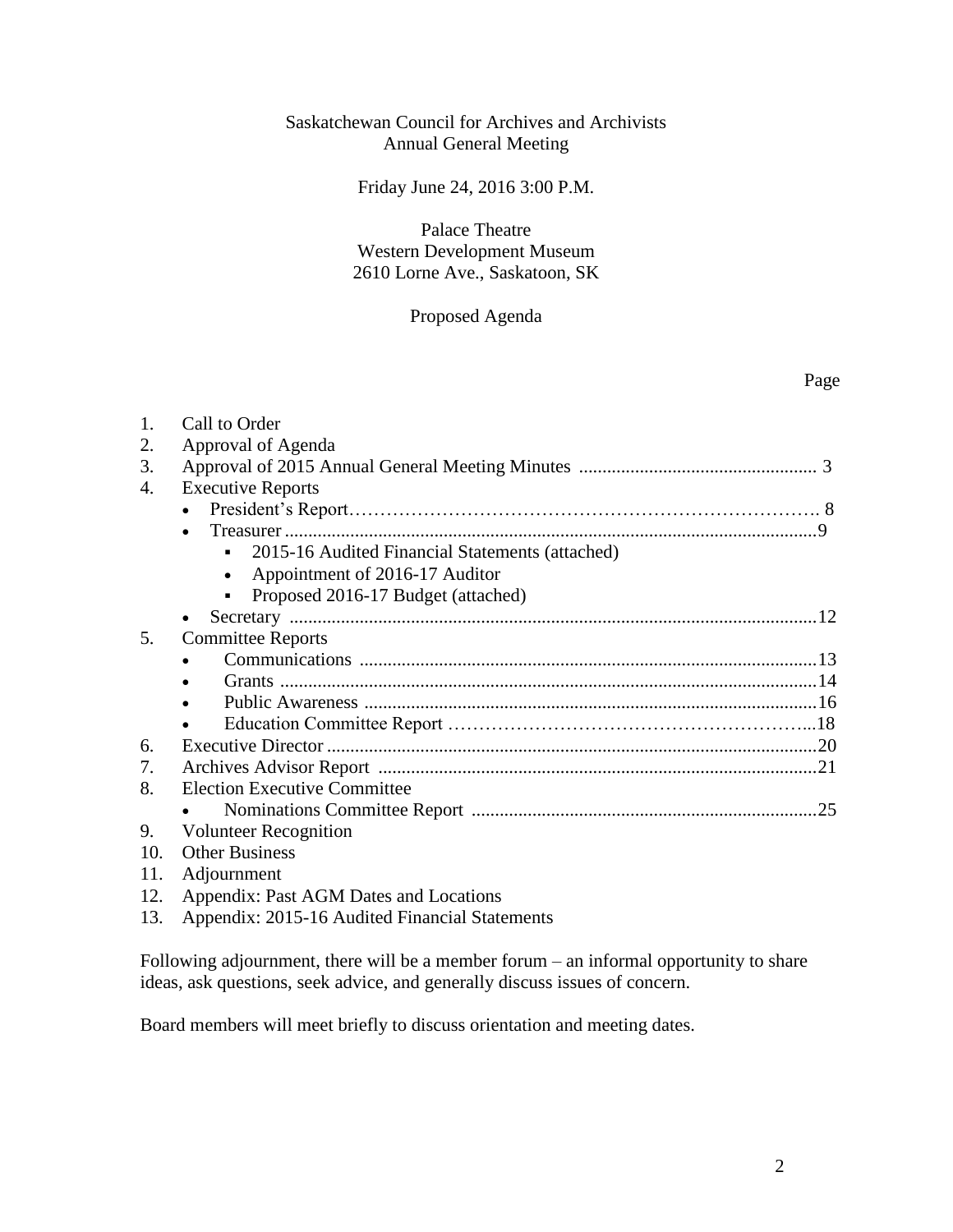Saskatchewan Council for Archives and Archivists
Annual General Meeting

Friday June 24, 2016 3:00 P.M.

Palace Theatre
Western Development Museum
2610 Lorne Ave., Saskatoon, SK

Proposed Agenda

| | | Page |
|---|---|---|
| 1. | Call to Order | |
| 2. | Approval of Agenda | |
| 3. | Approval of 2015 Annual General Meeting Minutes | 3 |
| 4. | Executive Reports | |
| | • President's Report | 8 |
| | • Treasurer | 9 |
| | ▪ 2015-16 Audited Financial Statements (attached) | |
| | • Appointment of 2016-17 Auditor | |
| | ▪ Proposed 2016-17 Budget (attached) | |
| | • Secretary | 12 |
| 5. | Committee Reports | |
| | • Communications | 13 |
| | • Grants | 14 |
| | • Public Awareness | 16 |
| | • Education Committee Report | 18 |
| 6. | Executive Director | 20 |
| 7. | Archives Advisor Report | 21 |
| 8. | Election Executive Committee | |
| | • Nominations Committee Report | 25 |
| 9. | Volunteer Recognition | |
| 10. | Other Business | |
| 11. | Adjournment | |
| 12. | Appendix: Past AGM Dates and Locations | |
| 13. | Appendix: 2015-16 Audited Financial Statements | |

Following adjournment, there will be a member forum – an informal opportunity to share ideas, ask questions, seek advice, and generally discuss issues of concern.

Board members will meet briefly to discuss orientation and meeting dates.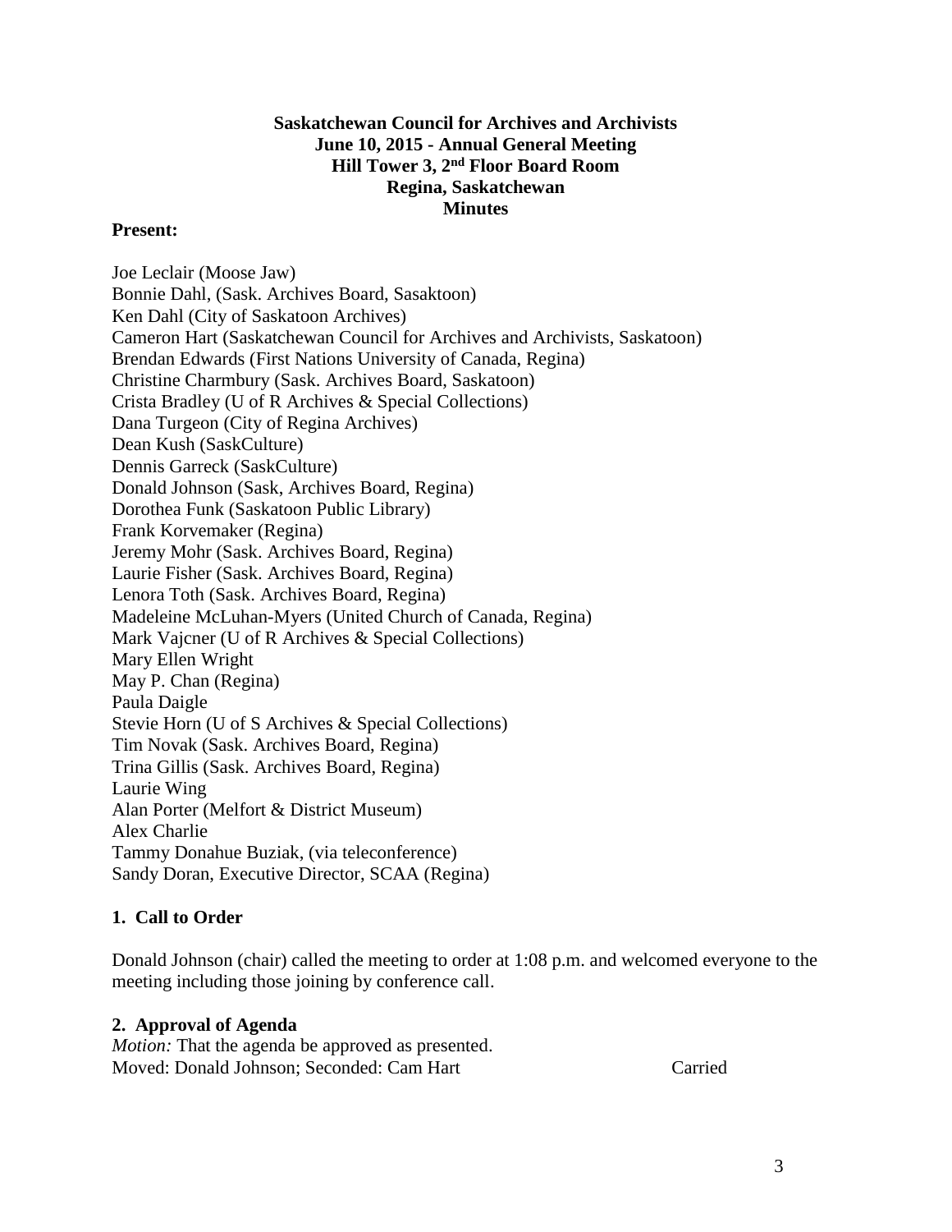**Saskatchewan Council for Archives and Archivists**
**June 10, 2015 - Annual General Meeting**
**Hill Tower 3, 2nd Floor Board Room**
**Regina, Saskatchewan**
**Minutes**

**Present:**

Joe Leclair (Moose Jaw)
Bonnie Dahl, (Sask. Archives Board, Sasaktoon)
Ken Dahl (City of Saskatoon Archives)
Cameron Hart (Saskatchewan Council for Archives and Archivists, Saskatoon)
Brendan Edwards (First Nations University of Canada, Regina)
Christine Charmbury (Sask. Archives Board, Saskatoon)
Crista Bradley (U of R Archives & Special Collections)
Dana Turgeon (City of Regina Archives)
Dean Kush (SaskCulture)
Dennis Garreck (SaskCulture)
Donald Johnson (Sask, Archives Board, Regina)
Dorothea Funk (Saskatoon Public Library)
Frank Korvemaker (Regina)
Jeremy Mohr (Sask. Archives Board, Regina)
Laurie Fisher (Sask. Archives Board, Regina)
Lenora Toth (Sask. Archives Board, Regina)
Madeleine McLuhan-Myers (United Church of Canada, Regina)
Mark Vajcner (U of R Archives & Special Collections)
Mary Ellen Wright
May P. Chan (Regina)
Paula Daigle
Stevie Horn (U of S Archives & Special Collections)
Tim Novak (Sask. Archives Board, Regina)
Trina Gillis (Sask. Archives Board, Regina)
Laurie Wing
Alan Porter (Melfort & District Museum)
Alex Charlie
Tammy Donahue Buziak, (via teleconference)
Sandy Doran, Executive Director, SCAA (Regina)

## 1. Call to Order

Donald Johnson (chair) called the meeting to order at 1:08 p.m. and welcomed everyone to the meeting including those joining by conference call.

## 2. Approval of Agenda

*Motion:* That the agenda be approved as presented.
Moved: Donald Johnson; Seconded: Cam Hart Carried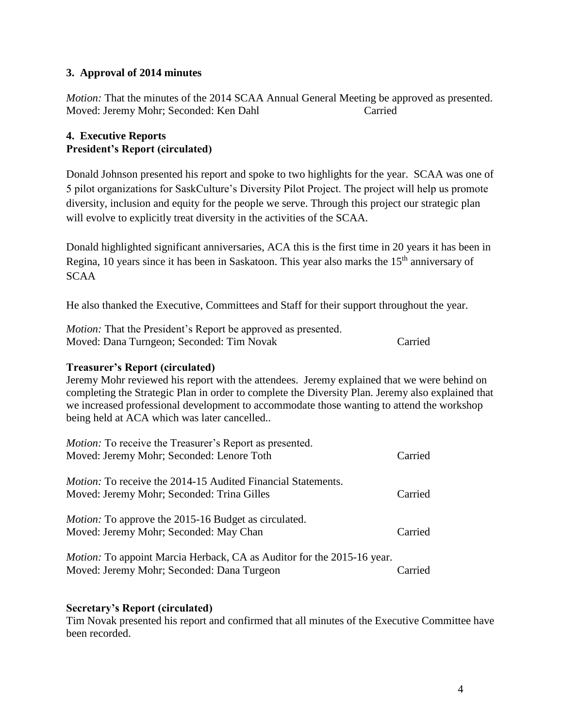### 3. Approval of 2014 minutes

*Motion:* That the minutes of the 2014 SCAA Annual General Meeting be approved as presented.
Moved: Jeremy Mohr; Seconded: Ken Dahl Carried

### 4. Executive Reports

**President's Report (circulated)**

Donald Johnson presented his report and spoke to two highlights for the year. SCAA was one of 5 pilot organizations for SaskCulture's Diversity Pilot Project. The project will help us promote diversity, inclusion and equity for the people we serve. Through this project our strategic plan will evolve to explicitly treat diversity in the activities of the SCAA.

Donald highlighted significant anniversaries, ACA this is the first time in 20 years it has been in Regina, 10 years since it has been in Saskatoon. This year also marks the 15th anniversary of SCAA

He also thanked the Executive, Committees and Staff for their support throughout the year.

*Motion:* That the President's Report be approved as presented.
Moved: Dana Turngeon; Seconded: Tim Novak Carried

**Treasurer's Report (circulated)**

Jeremy Mohr reviewed his report with the attendees. Jeremy explained that we were behind on completing the Strategic Plan in order to complete the Diversity Plan. Jeremy also explained that we increased professional development to accommodate those wanting to attend the workshop being held at ACA which was later cancelled..

*Motion:* To receive the Treasurer's Report as presented.
Moved: Jeremy Mohr; Seconded: Lenore Toth Carried

*Motion:* To receive the 2014-15 Audited Financial Statements.
Moved: Jeremy Mohr; Seconded: Trina Gilles Carried

*Motion:* To approve the 2015-16 Budget as circulated.
Moved: Jeremy Mohr; Seconded: May Chan Carried

*Motion:* To appoint Marcia Herback, CA as Auditor for the 2015-16 year.
Moved: Jeremy Mohr; Seconded: Dana Turgeon Carried

**Secretary's Report (circulated)**

Tim Novak presented his report and confirmed that all minutes of the Executive Committee have been recorded.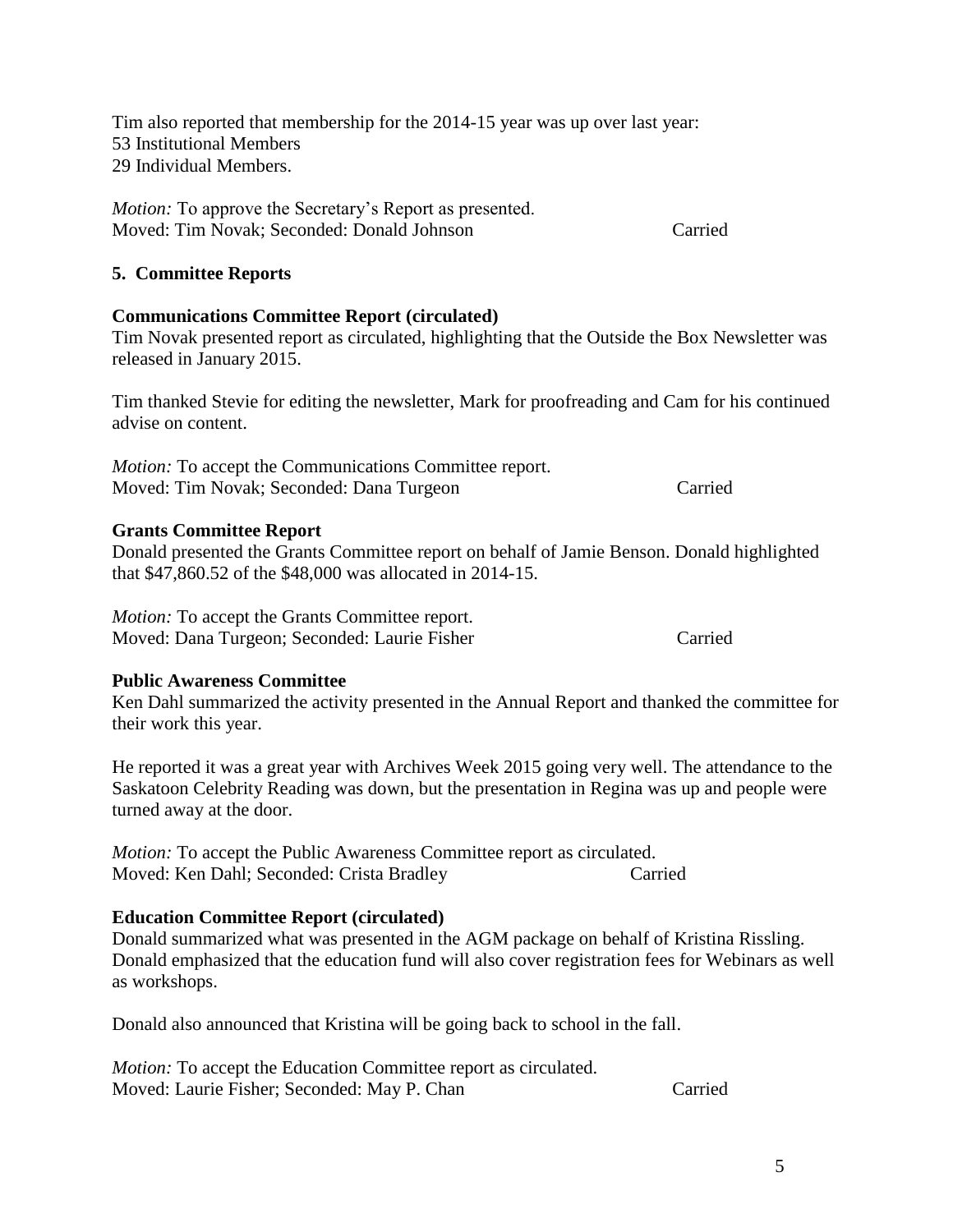Tim also reported that membership for the 2014-15 year was up over last year:
53 Institutional Members
29 Individual Members.

*Motion:* To approve the Secretary's Report as presented.
Moved: Tim Novak; Seconded: Donald Johnson Carried

## 5. Committee Reports

### Communications Committee Report (circulated)

Tim Novak presented report as circulated, highlighting that the Outside the Box Newsletter was released in January 2015.

Tim thanked Stevie for editing the newsletter, Mark for proofreading and Cam for his continued advise on content.

*Motion:* To accept the Communications Committee report.
Moved: Tim Novak; Seconded: Dana Turgeon Carried

### Grants Committee Report

Donald presented the Grants Committee report on behalf of Jamie Benson. Donald highlighted that $47,860.52 of the $48,000 was allocated in 2014-15.

*Motion:* To accept the Grants Committee report.
Moved: Dana Turgeon; Seconded: Laurie Fisher Carried

### Public Awareness Committee

Ken Dahl summarized the activity presented in the Annual Report and thanked the committee for their work this year.

He reported it was a great year with Archives Week 2015 going very well. The attendance to the Saskatoon Celebrity Reading was down, but the presentation in Regina was up and people were turned away at the door.

*Motion:* To accept the Public Awareness Committee report as circulated.
Moved: Ken Dahl; Seconded: Crista Bradley Carried

### Education Committee Report (circulated)

Donald summarized what was presented in the AGM package on behalf of Kristina Rissling. Donald emphasized that the education fund will also cover registration fees for Webinars as well as workshops.

Donald also announced that Kristina will be going back to school in the fall.

*Motion:* To accept the Education Committee report as circulated.
Moved: Laurie Fisher; Seconded: May P. Chan Carried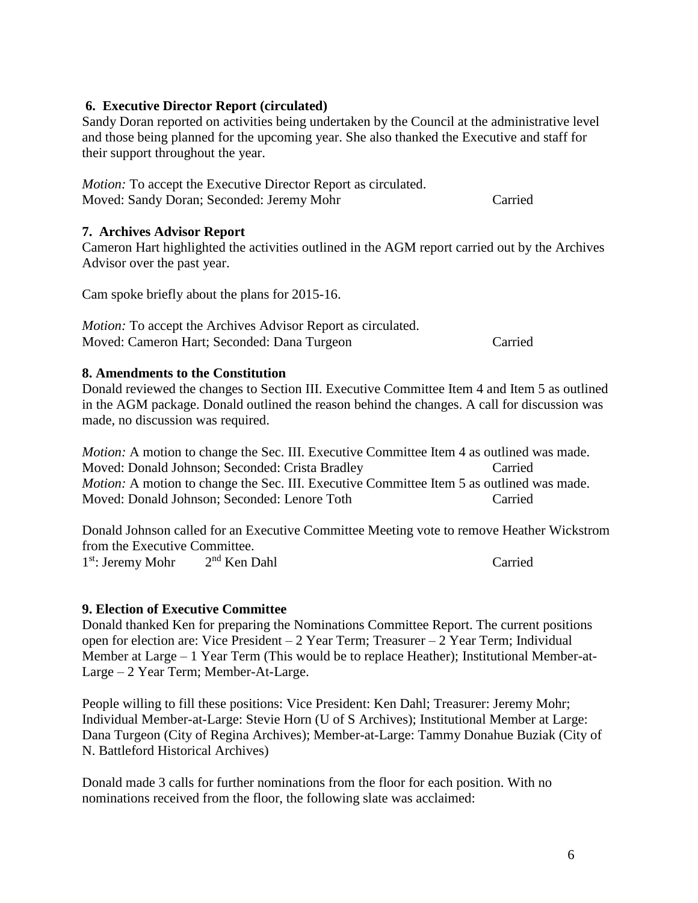### 6. Executive Director Report (circulated)

Sandy Doran reported on activities being undertaken by the Council at the administrative level and those being planned for the upcoming year. She also thanked the Executive and staff for their support throughout the year.

*Motion:* To accept the Executive Director Report as circulated.
Moved: Sandy Doran; Seconded: Jeremy Mohr Carried

### 7. Archives Advisor Report

Cameron Hart highlighted the activities outlined in the AGM report carried out by the Archives Advisor over the past year.

Cam spoke briefly about the plans for 2015-16.

*Motion:* To accept the Archives Advisor Report as circulated.
Moved: Cameron Hart; Seconded: Dana Turgeon Carried

### 8. Amendments to the Constitution

Donald reviewed the changes to Section III. Executive Committee Item 4 and Item 5 as outlined in the AGM package. Donald outlined the reason behind the changes. A call for discussion was made, no discussion was required.

*Motion:* A motion to change the Sec. III. Executive Committee Item 4 as outlined was made.
Moved: Donald Johnson; Seconded: Crista Bradley Carried
*Motion:* A motion to change the Sec. III. Executive Committee Item 5 as outlined was made.
Moved: Donald Johnson; Seconded: Lenore Toth Carried

Donald Johnson called for an Executive Committee Meeting vote to remove Heather Wickstrom from the Executive Committee.
1st: Jeremy Mohr 2nd Ken Dahl Carried

### 9. Election of Executive Committee

Donald thanked Ken for preparing the Nominations Committee Report. The current positions open for election are: Vice President – 2 Year Term; Treasurer – 2 Year Term; Individual Member at Large – 1 Year Term (This would be to replace Heather); Institutional Member-at-Large – 2 Year Term; Member-At-Large.

People willing to fill these positions: Vice President: Ken Dahl; Treasurer: Jeremy Mohr; Individual Member-at-Large: Stevie Horn (U of S Archives); Institutional Member at Large: Dana Turgeon (City of Regina Archives); Member-at-Large: Tammy Donahue Buziak (City of N. Battleford Historical Archives)

Donald made 3 calls for further nominations from the floor for each position. With no nominations received from the floor, the following slate was acclaimed: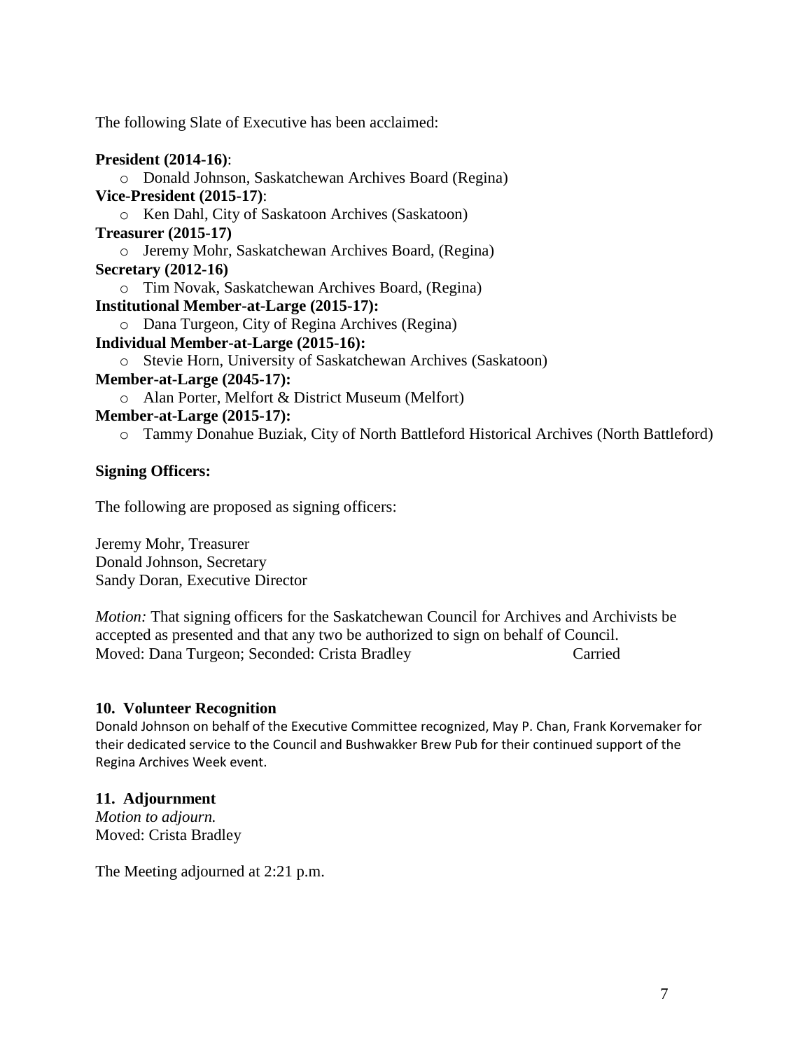The following Slate of Executive has been acclaimed:

**President (2014-16)**:

- Donald Johnson, Saskatchewan Archives Board (Regina)

**Vice-President (2015-17)**:

- Ken Dahl, City of Saskatoon Archives (Saskatoon)

**Treasurer (2015-17)**

- Jeremy Mohr, Saskatchewan Archives Board, (Regina)

**Secretary (2012-16)**

- Tim Novak, Saskatchewan Archives Board, (Regina)

**Institutional Member-at-Large (2015-17):**

- Dana Turgeon, City of Regina Archives (Regina)

**Individual Member-at-Large (2015-16):**

- Stevie Horn, University of Saskatchewan Archives (Saskatoon)

**Member-at-Large (2045-17):**

- Alan Porter, Melfort & District Museum (Melfort)

**Member-at-Large (2015-17):**

- Tammy Donahue Buziak, City of North Battleford Historical Archives (North Battleford)

**Signing Officers:**

The following are proposed as signing officers:

Jeremy Mohr, Treasurer
Donald Johnson, Secretary
Sandy Doran, Executive Director

*Motion:* That signing officers for the Saskatchewan Council for Archives and Archivists be accepted as presented and that any two be authorized to sign on behalf of Council.
Moved: Dana Turgeon; Seconded: Crista Bradley Carried

## 10. Volunteer Recognition

Donald Johnson on behalf of the Executive Committee recognized, May P. Chan, Frank Korvemaker for their dedicated service to the Council and Bushwakker Brew Pub for their continued support of the Regina Archives Week event.

## 11. Adjournment

*Motion to adjourn.*
Moved: Crista Bradley

The Meeting adjourned at 2:21 p.m.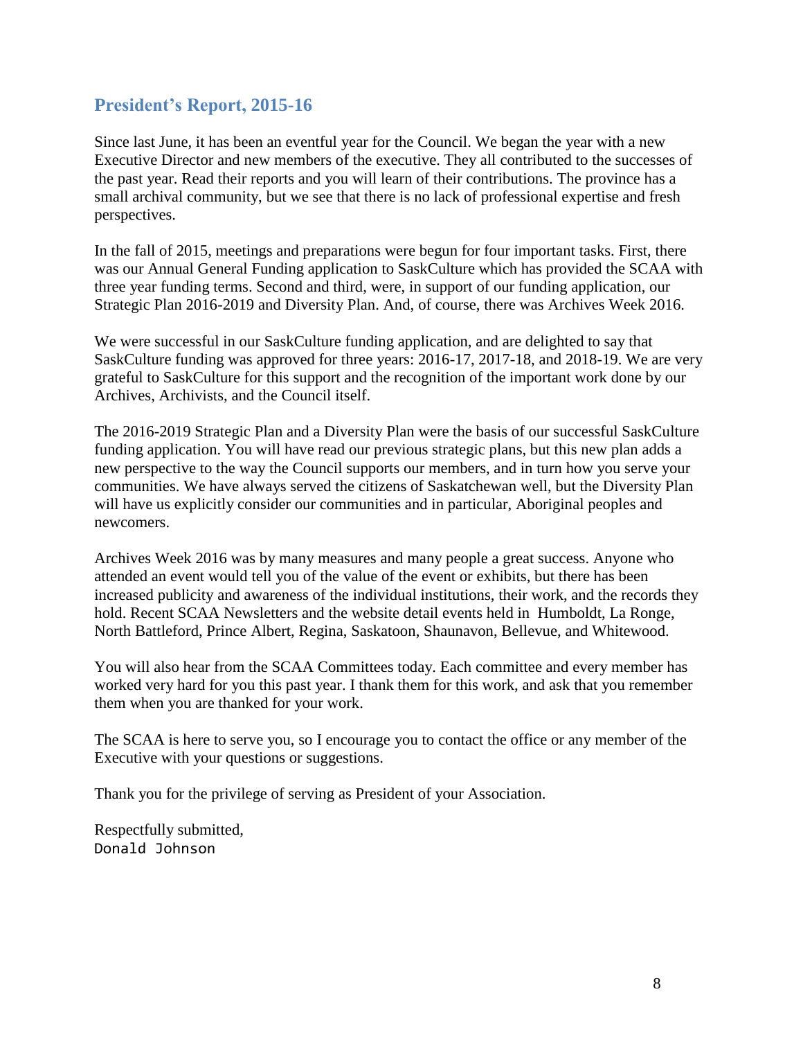## President's Report, 2015-16

Since last June, it has been an eventful year for the Council. We began the year with a new Executive Director and new members of the executive. They all contributed to the successes of the past year. Read their reports and you will learn of their contributions. The province has a small archival community, but we see that there is no lack of professional expertise and fresh perspectives.

In the fall of 2015, meetings and preparations were begun for four important tasks. First, there was our Annual General Funding application to SaskCulture which has provided the SCAA with three year funding terms. Second and third, were, in support of our funding application, our Strategic Plan 2016-2019 and Diversity Plan. And, of course, there was Archives Week 2016.

We were successful in our SaskCulture funding application, and are delighted to say that SaskCulture funding was approved for three years: 2016-17, 2017-18, and 2018-19. We are very grateful to SaskCulture for this support and the recognition of the important work done by our Archives, Archivists, and the Council itself.

The 2016-2019 Strategic Plan and a Diversity Plan were the basis of our successful SaskCulture funding application. You will have read our previous strategic plans, but this new plan adds a new perspective to the way the Council supports our members, and in turn how you serve your communities. We have always served the citizens of Saskatchewan well, but the Diversity Plan will have us explicitly consider our communities and in particular, Aboriginal peoples and newcomers.

Archives Week 2016 was by many measures and many people a great success. Anyone who attended an event would tell you of the value of the event or exhibits, but there has been increased publicity and awareness of the individual institutions, their work, and the records they hold. Recent SCAA Newsletters and the website detail events held in Humboldt, La Ronge, North Battleford, Prince Albert, Regina, Saskatoon, Shaunavon, Bellevue, and Whitewood.

You will also hear from the SCAA Committees today. Each committee and every member has worked very hard for you this past year. I thank them for this work, and ask that you remember them when you are thanked for your work.

The SCAA is here to serve you, so I encourage you to contact the office or any member of the Executive with your questions or suggestions.

Thank you for the privilege of serving as President of your Association.

Respectfully submitted,
Donald Johnson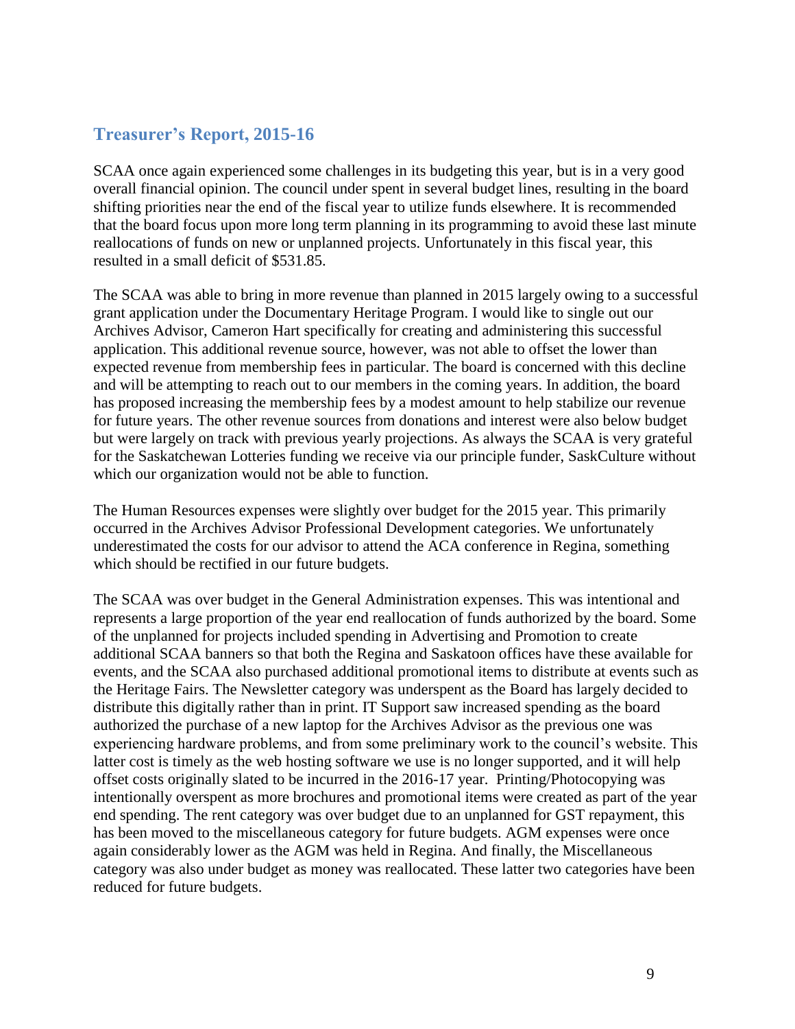## Treasurer's Report, 2015-16

SCAA once again experienced some challenges in its budgeting this year, but is in a very good overall financial opinion. The council under spent in several budget lines, resulting in the board shifting priorities near the end of the fiscal year to utilize funds elsewhere. It is recommended that the board focus upon more long term planning in its programming to avoid these last minute reallocations of funds on new or unplanned projects. Unfortunately in this fiscal year, this resulted in a small deficit of $531.85.

The SCAA was able to bring in more revenue than planned in 2015 largely owing to a successful grant application under the Documentary Heritage Program. I would like to single out our Archives Advisor, Cameron Hart specifically for creating and administering this successful application. This additional revenue source, however, was not able to offset the lower than expected revenue from membership fees in particular. The board is concerned with this decline and will be attempting to reach out to our members in the coming years. In addition, the board has proposed increasing the membership fees by a modest amount to help stabilize our revenue for future years. The other revenue sources from donations and interest were also below budget but were largely on track with previous yearly projections. As always the SCAA is very grateful for the Saskatchewan Lotteries funding we receive via our principle funder, SaskCulture without which our organization would not be able to function.

The Human Resources expenses were slightly over budget for the 2015 year. This primarily occurred in the Archives Advisor Professional Development categories. We unfortunately underestimated the costs for our advisor to attend the ACA conference in Regina, something which should be rectified in our future budgets.

The SCAA was over budget in the General Administration expenses. This was intentional and represents a large proportion of the year end reallocation of funds authorized by the board. Some of the unplanned for projects included spending in Advertising and Promotion to create additional SCAA banners so that both the Regina and Saskatoon offices have these available for events, and the SCAA also purchased additional promotional items to distribute at events such as the Heritage Fairs. The Newsletter category was underspent as the Board has largely decided to distribute this digitally rather than in print. IT Support saw increased spending as the board authorized the purchase of a new laptop for the Archives Advisor as the previous one was experiencing hardware problems, and from some preliminary work to the council's website. This latter cost is timely as the web hosting software we use is no longer supported, and it will help offset costs originally slated to be incurred in the 2016-17 year. Printing/Photocopying was intentionally overspent as more brochures and promotional items were created as part of the year end spending. The rent category was over budget due to an unplanned for GST repayment, this has been moved to the miscellaneous category for future budgets. AGM expenses were once again considerably lower as the AGM was held in Regina. And finally, the Miscellaneous category was also under budget as money was reallocated. These latter two categories have been reduced for future budgets.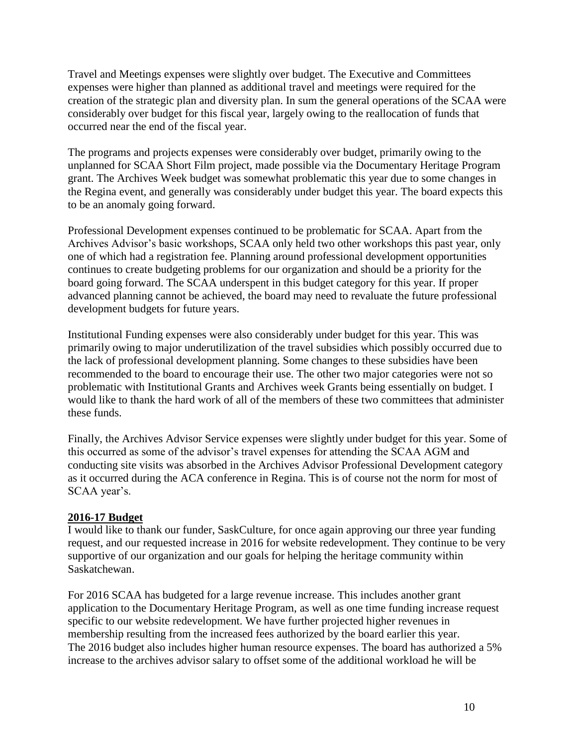Travel and Meetings expenses were slightly over budget. The Executive and Committees expenses were higher than planned as additional travel and meetings were required for the creation of the strategic plan and diversity plan. In sum the general operations of the SCAA were considerably over budget for this fiscal year, largely owing to the reallocation of funds that occurred near the end of the fiscal year.

The programs and projects expenses were considerably over budget, primarily owing to the unplanned for SCAA Short Film project, made possible via the Documentary Heritage Program grant. The Archives Week budget was somewhat problematic this year due to some changes in the Regina event, and generally was considerably under budget this year. The board expects this to be an anomaly going forward.

Professional Development expenses continued to be problematic for SCAA. Apart from the Archives Advisor's basic workshops, SCAA only held two other workshops this past year, only one of which had a registration fee. Planning around professional development opportunities continues to create budgeting problems for our organization and should be a priority for the board going forward. The SCAA underspent in this budget category for this year. If proper advanced planning cannot be achieved, the board may need to revaluate the future professional development budgets for future years.

Institutional Funding expenses were also considerably under budget for this year. This was primarily owing to major underutilization of the travel subsidies which possibly occurred due to the lack of professional development planning. Some changes to these subsidies have been recommended to the board to encourage their use. The other two major categories were not so problematic with Institutional Grants and Archives week Grants being essentially on budget. I would like to thank the hard work of all of the members of these two committees that administer these funds.

Finally, the Archives Advisor Service expenses were slightly under budget for this year. Some of this occurred as some of the advisor's travel expenses for attending the SCAA AGM and conducting site visits was absorbed in the Archives Advisor Professional Development category as it occurred during the ACA conference in Regina. This is of course not the norm for most of SCAA year's.

**2016-17 Budget**

I would like to thank our funder, SaskCulture, for once again approving our three year funding request, and our requested increase in 2016 for website redevelopment. They continue to be very supportive of our organization and our goals for helping the heritage community within Saskatchewan.

For 2016 SCAA has budgeted for a large revenue increase. This includes another grant application to the Documentary Heritage Program, as well as one time funding increase request specific to our website redevelopment. We have further projected higher revenues in membership resulting from the increased fees authorized by the board earlier this year. The 2016 budget also includes higher human resource expenses. The board has authorized a 5% increase to the archives advisor salary to offset some of the additional workload he will be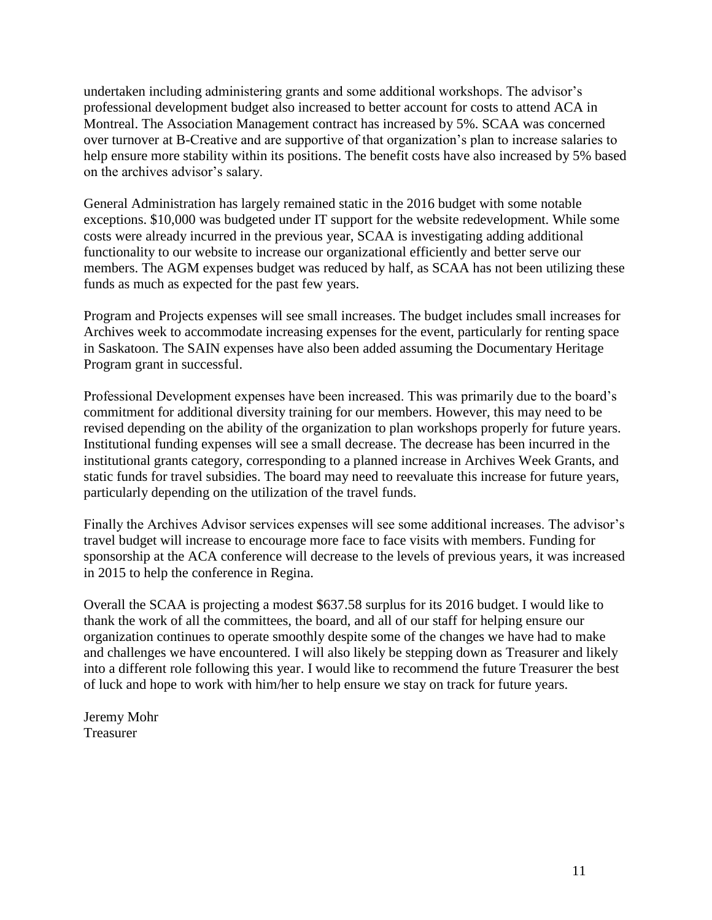undertaken including administering grants and some additional workshops. The advisor's professional development budget also increased to better account for costs to attend ACA in Montreal. The Association Management contract has increased by 5%. SCAA was concerned over turnover at B-Creative and are supportive of that organization's plan to increase salaries to help ensure more stability within its positions. The benefit costs have also increased by 5% based on the archives advisor's salary.

General Administration has largely remained static in the 2016 budget with some notable exceptions. $10,000 was budgeted under IT support for the website redevelopment. While some costs were already incurred in the previous year, SCAA is investigating adding additional functionality to our website to increase our organizational efficiently and better serve our members. The AGM expenses budget was reduced by half, as SCAA has not been utilizing these funds as much as expected for the past few years.

Program and Projects expenses will see small increases. The budget includes small increases for Archives week to accommodate increasing expenses for the event, particularly for renting space in Saskatoon. The SAIN expenses have also been added assuming the Documentary Heritage Program grant in successful.

Professional Development expenses have been increased. This was primarily due to the board's commitment for additional diversity training for our members. However, this may need to be revised depending on the ability of the organization to plan workshops properly for future years. Institutional funding expenses will see a small decrease. The decrease has been incurred in the institutional grants category, corresponding to a planned increase in Archives Week Grants, and static funds for travel subsidies. The board may need to reevaluate this increase for future years, particularly depending on the utilization of the travel funds.

Finally the Archives Advisor services expenses will see some additional increases. The advisor's travel budget will increase to encourage more face to face visits with members. Funding for sponsorship at the ACA conference will decrease to the levels of previous years, it was increased in 2015 to help the conference in Regina.

Overall the SCAA is projecting a modest $637.58 surplus for its 2016 budget. I would like to thank the work of all the committees, the board, and all of our staff for helping ensure our organization continues to operate smoothly despite some of the changes we have had to make and challenges we have encountered. I will also likely be stepping down as Treasurer and likely into a different role following this year. I would like to recommend the future Treasurer the best of luck and hope to work with him/her to help ensure we stay on track for future years.

Jeremy Mohr
Treasurer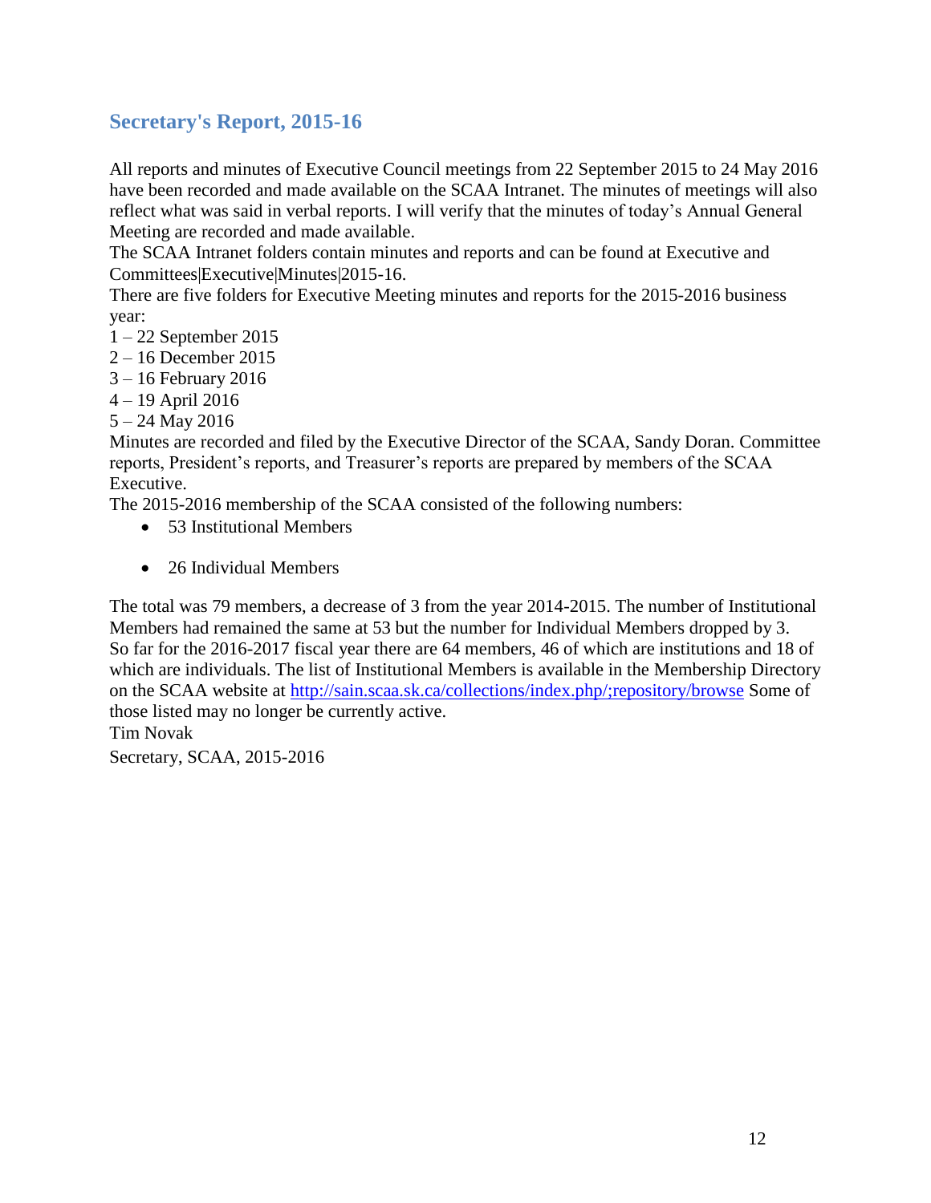## Secretary's Report, 2015-16

All reports and minutes of Executive Council meetings from 22 September 2015 to 24 May 2016 have been recorded and made available on the SCAA Intranet. The minutes of meetings will also reflect what was said in verbal reports. I will verify that the minutes of today's Annual General Meeting are recorded and made available.

The SCAA Intranet folders contain minutes and reports and can be found at Executive and Committees|Executive|Minutes|2015-16.

There are five folders for Executive Meeting minutes and reports for the 2015-2016 business year:

1 – 22 September 2015
2 – 16 December 2015
3 – 16 February 2016
4 – 19 April 2016
5 – 24 May 2016

Minutes are recorded and filed by the Executive Director of the SCAA, Sandy Doran. Committee reports, President's reports, and Treasurer's reports are prepared by members of the SCAA Executive.

The 2015-2016 membership of the SCAA consisted of the following numbers:

- 53 Institutional Members
- 26 Individual Members

The total was 79 members, a decrease of 3 from the year 2014-2015. The number of Institutional Members had remained the same at 53 but the number for Individual Members dropped by 3.

So far for the 2016-2017 fiscal year there are 64 members, 46 of which are institutions and 18 of which are individuals. The list of Institutional Members is available in the Membership Directory on the SCAA website at [http://sain.scaa.sk.ca/collections/index.php/;repository/browse](http://sain.scaa.sk.ca/collections/index.php/;repository/browse) Some of those listed may no longer be currently active.

Tim Novak

Secretary, SCAA, 2015-2016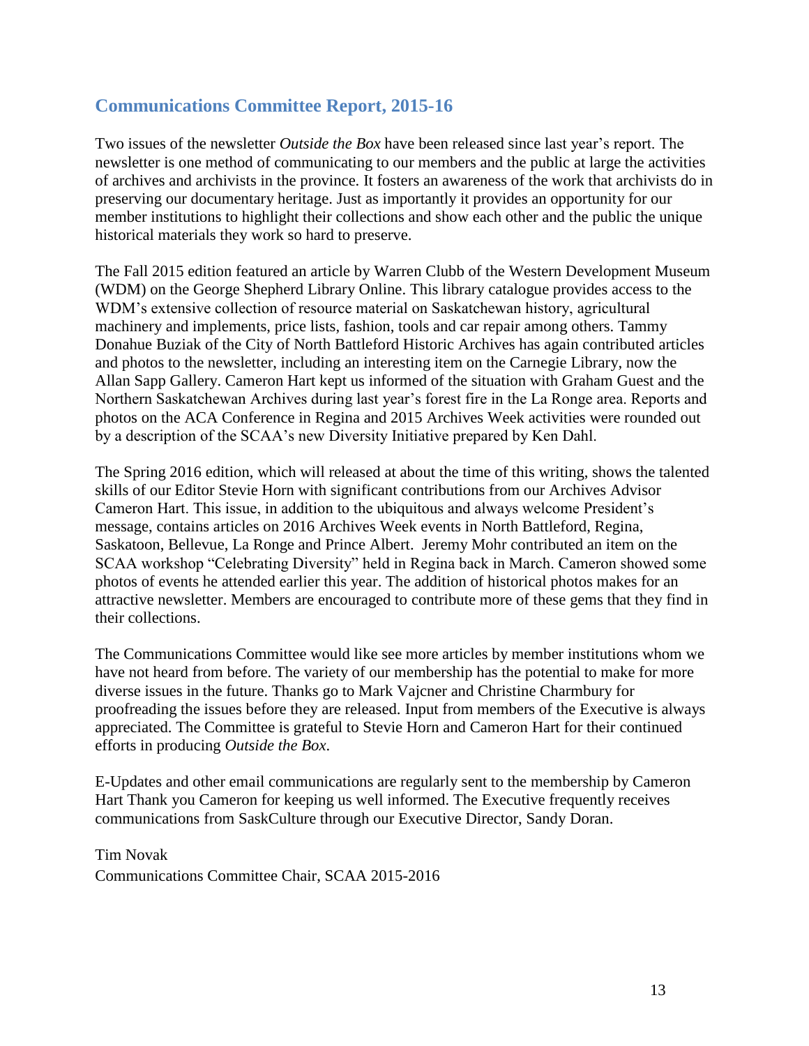## Communications Committee Report, 2015-16

Two issues of the newsletter *Outside the Box* have been released since last year's report. The newsletter is one method of communicating to our members and the public at large the activities of archives and archivists in the province. It fosters an awareness of the work that archivists do in preserving our documentary heritage. Just as importantly it provides an opportunity for our member institutions to highlight their collections and show each other and the public the unique historical materials they work so hard to preserve.

The Fall 2015 edition featured an article by Warren Clubb of the Western Development Museum (WDM) on the George Shepherd Library Online. This library catalogue provides access to the WDM's extensive collection of resource material on Saskatchewan history, agricultural machinery and implements, price lists, fashion, tools and car repair among others. Tammy Donahue Buziak of the City of North Battleford Historic Archives has again contributed articles and photos to the newsletter, including an interesting item on the Carnegie Library, now the Allan Sapp Gallery. Cameron Hart kept us informed of the situation with Graham Guest and the Northern Saskatchewan Archives during last year's forest fire in the La Ronge area. Reports and photos on the ACA Conference in Regina and 2015 Archives Week activities were rounded out by a description of the SCAA's new Diversity Initiative prepared by Ken Dahl.

The Spring 2016 edition, which will released at about the time of this writing, shows the talented skills of our Editor Stevie Horn with significant contributions from our Archives Advisor Cameron Hart. This issue, in addition to the ubiquitous and always welcome President's message, contains articles on 2016 Archives Week events in North Battleford, Regina, Saskatoon, Bellevue, La Ronge and Prince Albert. Jeremy Mohr contributed an item on the SCAA workshop "Celebrating Diversity" held in Regina back in March. Cameron showed some photos of events he attended earlier this year. The addition of historical photos makes for an attractive newsletter. Members are encouraged to contribute more of these gems that they find in their collections.

The Communications Committee would like see more articles by member institutions whom we have not heard from before. The variety of our membership has the potential to make for more diverse issues in the future. Thanks go to Mark Vajcner and Christine Charmbury for proofreading the issues before they are released. Input from members of the Executive is always appreciated. The Committee is grateful to Stevie Horn and Cameron Hart for their continued efforts in producing *Outside the Box*.

E-Updates and other email communications are regularly sent to the membership by Cameron Hart Thank you Cameron for keeping us well informed. The Executive frequently receives communications from SaskCulture through our Executive Director, Sandy Doran.

Tim Novak
Communications Committee Chair, SCAA 2015-2016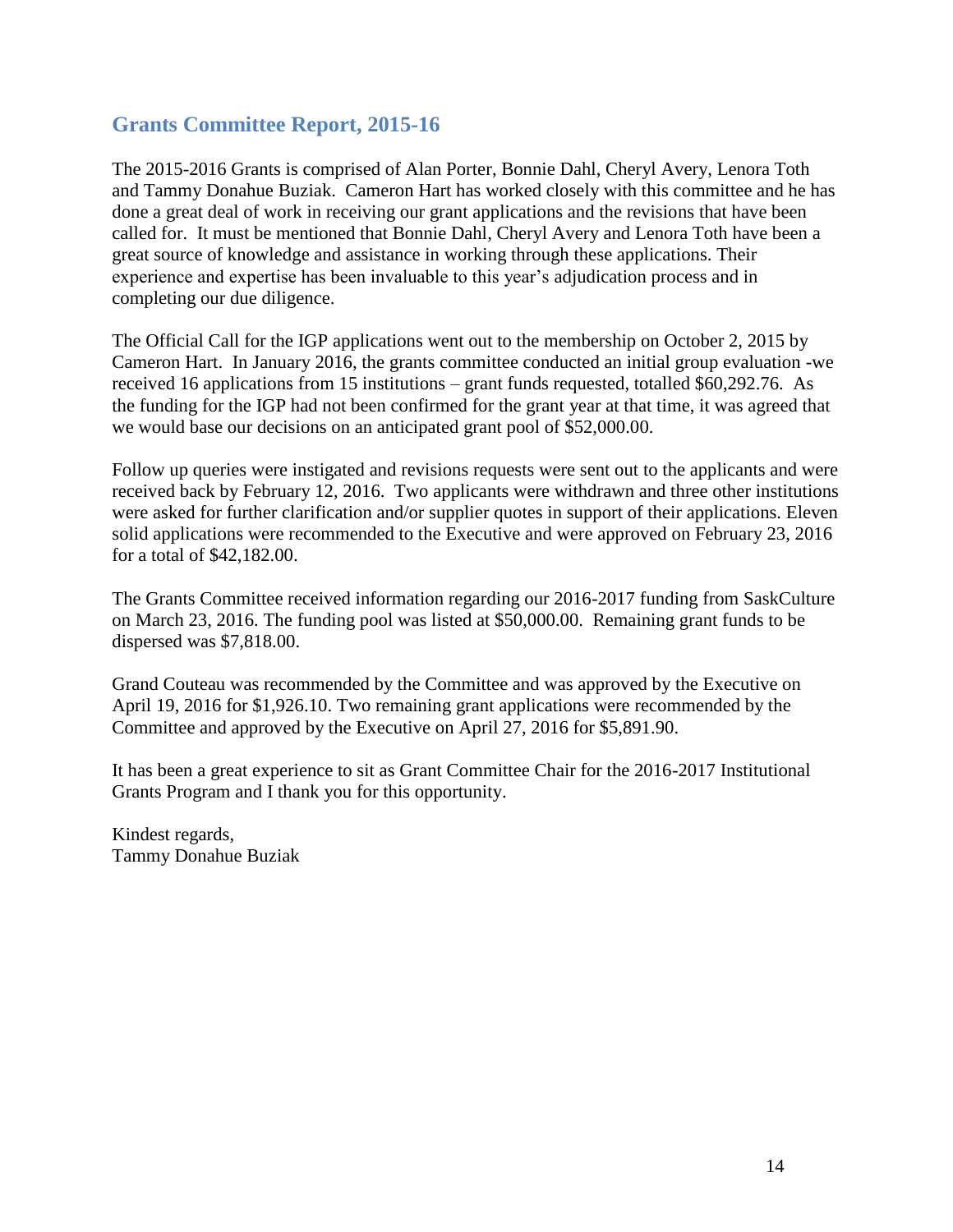## Grants Committee Report, 2015-16

The 2015-2016 Grants is comprised of Alan Porter, Bonnie Dahl, Cheryl Avery, Lenora Toth and Tammy Donahue Buziak. Cameron Hart has worked closely with this committee and he has done a great deal of work in receiving our grant applications and the revisions that have been called for. It must be mentioned that Bonnie Dahl, Cheryl Avery and Lenora Toth have been a great source of knowledge and assistance in working through these applications. Their experience and expertise has been invaluable to this year's adjudication process and in completing our due diligence.

The Official Call for the IGP applications went out to the membership on October 2, 2015 by Cameron Hart. In January 2016, the grants committee conducted an initial group evaluation -we received 16 applications from 15 institutions – grant funds requested, totalled $60,292.76. As the funding for the IGP had not been confirmed for the grant year at that time, it was agreed that we would base our decisions on an anticipated grant pool of $52,000.00.

Follow up queries were instigated and revisions requests were sent out to the applicants and were received back by February 12, 2016. Two applicants were withdrawn and three other institutions were asked for further clarification and/or supplier quotes in support of their applications. Eleven solid applications were recommended to the Executive and were approved on February 23, 2016 for a total of $42,182.00.

The Grants Committee received information regarding our 2016-2017 funding from SaskCulture on March 23, 2016. The funding pool was listed at $50,000.00. Remaining grant funds to be dispersed was $7,818.00.

Grand Couteau was recommended by the Committee and was approved by the Executive on April 19, 2016 for $1,926.10. Two remaining grant applications were recommended by the Committee and approved by the Executive on April 27, 2016 for $5,891.90.

It has been a great experience to sit as Grant Committee Chair for the 2016-2017 Institutional Grants Program and I thank you for this opportunity.

Kindest regards,
Tammy Donahue Buziak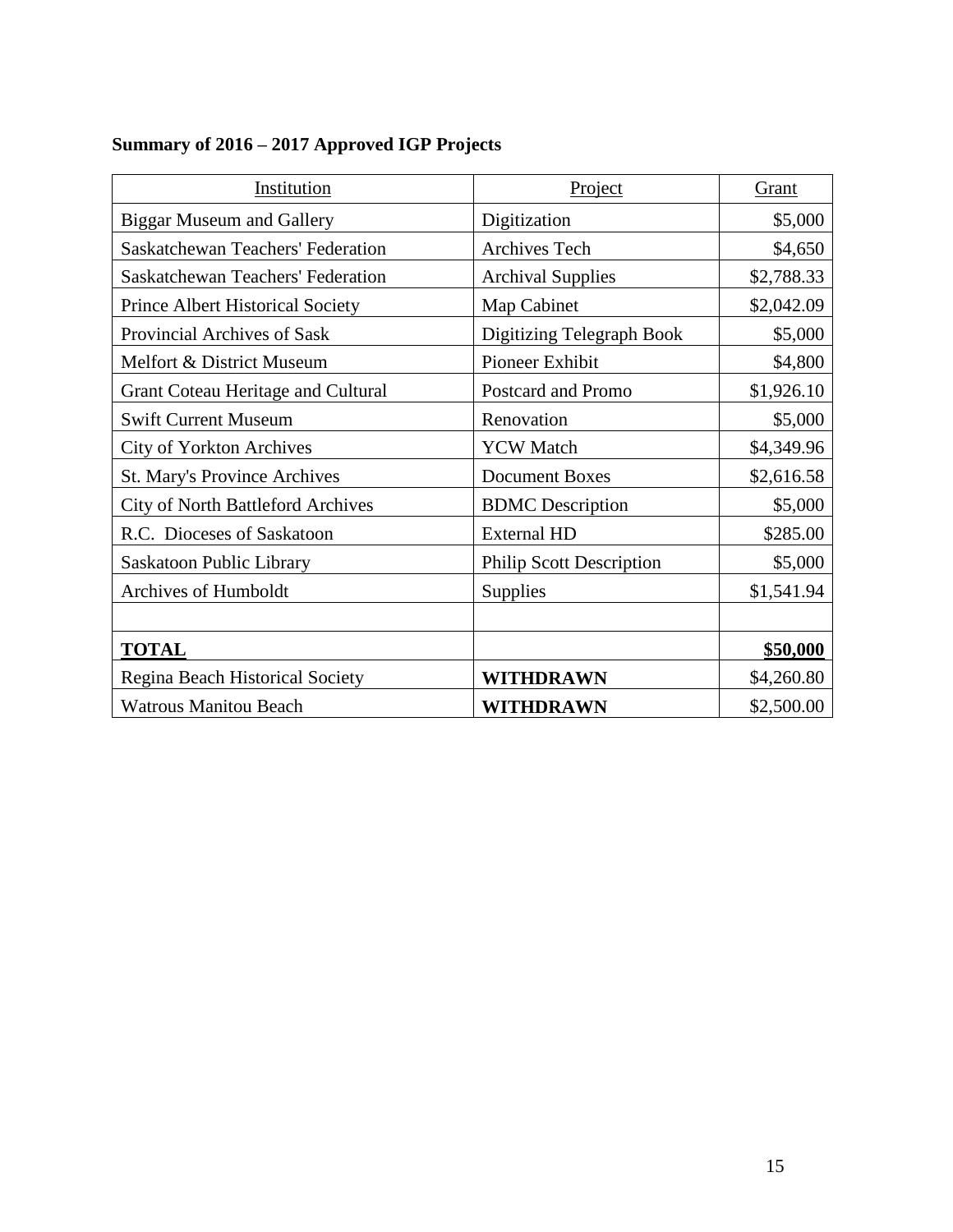**Summary of 2016 – 2017 Approved IGP Projects**

| Institution | Project | Grant |
|---|---|---|
| Biggar Museum and Gallery | Digitization | $5,000 |
| Saskatchewan Teachers' Federation | Archives Tech | $4,650 |
| Saskatchewan Teachers' Federation | Archival Supplies | $2,788.33 |
| Prince Albert Historical Society | Map Cabinet | $2,042.09 |
| Provincial Archives of Sask | Digitizing Telegraph Book | $5,000 |
| Melfort & District Museum | Pioneer Exhibit | $4,800 |
| Grant Coteau Heritage and Cultural | Postcard and Promo | $1,926.10 |
| Swift Current Museum | Renovation | $5,000 |
| City of Yorkton Archives | YCW Match | $4,349.96 |
| St. Mary's Province Archives | Document Boxes | $2,616.58 |
| City of North Battleford Archives | BDMC Description | $5,000 |
| R.C. Dioceses of Saskatoon | External HD | $285.00 |
| Saskatoon Public Library | Philip Scott Description | $5,000 |
| Archives of Humboldt | Supplies | $1,541.94 |
| | | |
| **TOTAL** | | **$50,000** |
| Regina Beach Historical Society | **WITHDRAWN** | $4,260.80 |
| Watrous Manitou Beach | **WITHDRAWN** | $2,500.00 |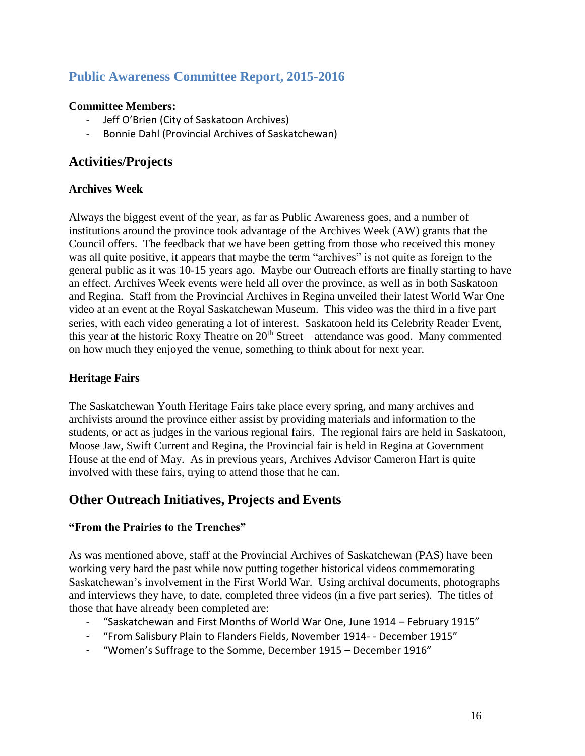## Public Awareness Committee Report, 2015-2016

**Committee Members:**

- Jeff O'Brien (City of Saskatoon Archives)
- Bonnie Dahl (Provincial Archives of Saskatchewan)

## Activities/Projects

### Archives Week

Always the biggest event of the year, as far as Public Awareness goes, and a number of institutions around the province took advantage of the Archives Week (AW) grants that the Council offers. The feedback that we have been getting from those who received this money was all quite positive, it appears that maybe the term "archives" is not quite as foreign to the general public as it was 10-15 years ago. Maybe our Outreach efforts are finally starting to have an effect. Archives Week events were held all over the province, as well as in both Saskatoon and Regina. Staff from the Provincial Archives in Regina unveiled their latest World War One video at an event at the Royal Saskatchewan Museum. This video was the third in a five part series, with each video generating a lot of interest. Saskatoon held its Celebrity Reader Event, this year at the historic Roxy Theatre on 20th Street – attendance was good. Many commented on how much they enjoyed the venue, something to think about for next year.

### Heritage Fairs

The Saskatchewan Youth Heritage Fairs take place every spring, and many archives and archivists around the province either assist by providing materials and information to the students, or act as judges in the various regional fairs. The regional fairs are held in Saskatoon, Moose Jaw, Swift Current and Regina, the Provincial fair is held in Regina at Government House at the end of May. As in previous years, Archives Advisor Cameron Hart is quite involved with these fairs, trying to attend those that he can.

## Other Outreach Initiatives, Projects and Events

### "From the Prairies to the Trenches"

As was mentioned above, staff at the Provincial Archives of Saskatchewan (PAS) have been working very hard the past while now putting together historical videos commemorating Saskatchewan's involvement in the First World War. Using archival documents, photographs and interviews they have, to date, completed three videos (in a five part series). The titles of those that have already been completed are:

- "Saskatchewan and First Months of World War One, June 1914 – February 1915"
- "From Salisbury Plain to Flanders Fields, November 1914- - December 1915"
- "Women's Suffrage to the Somme, December 1915 – December 1916"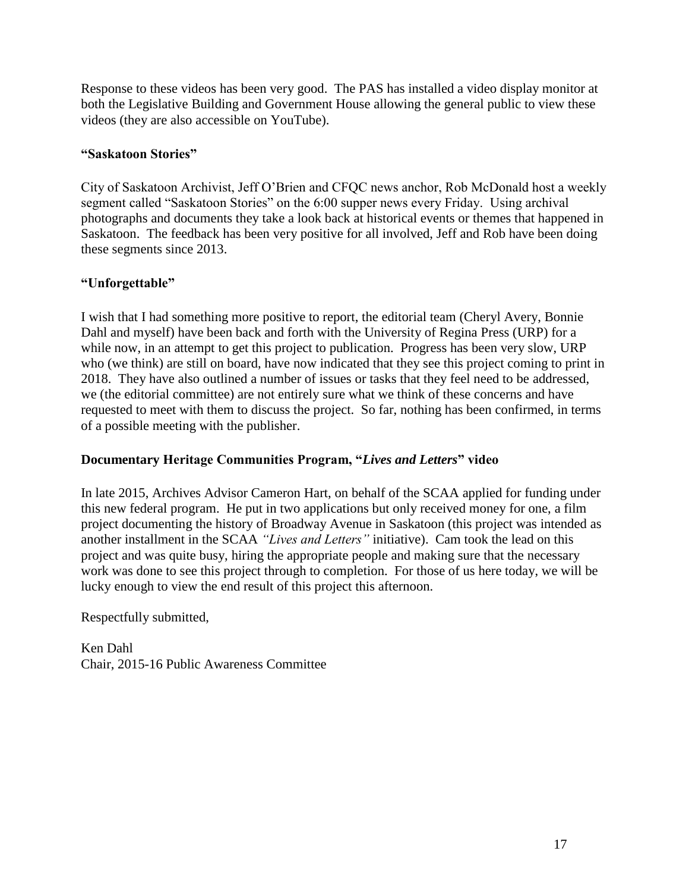Response to these videos has been very good. The PAS has installed a video display monitor at both the Legislative Building and Government House allowing the general public to view these videos (they are also accessible on YouTube).

**"Saskatoon Stories"**

City of Saskatoon Archivist, Jeff O'Brien and CFQC news anchor, Rob McDonald host a weekly segment called "Saskatoon Stories" on the 6:00 supper news every Friday. Using archival photographs and documents they take a look back at historical events or themes that happened in Saskatoon. The feedback has been very positive for all involved, Jeff and Rob have been doing these segments since 2013.

**"Unforgettable"**

I wish that I had something more positive to report, the editorial team (Cheryl Avery, Bonnie Dahl and myself) have been back and forth with the University of Regina Press (URP) for a while now, in an attempt to get this project to publication. Progress has been very slow, URP who (we think) are still on board, have now indicated that they see this project coming to print in 2018. They have also outlined a number of issues or tasks that they feel need to be addressed, we (the editorial committee) are not entirely sure what we think of these concerns and have requested to meet with them to discuss the project. So far, nothing has been confirmed, in terms of a possible meeting with the publisher.

**Documentary Heritage Communities Program, "*Lives and Letters*" video**

In late 2015, Archives Advisor Cameron Hart, on behalf of the SCAA applied for funding under this new federal program. He put in two applications but only received money for one, a film project documenting the history of Broadway Avenue in Saskatoon (this project was intended as another installment in the SCAA *"Lives and Letters"* initiative). Cam took the lead on this project and was quite busy, hiring the appropriate people and making sure that the necessary work was done to see this project through to completion. For those of us here today, we will be lucky enough to view the end result of this project this afternoon.

Respectfully submitted,

Ken Dahl
Chair, 2015-16 Public Awareness Committee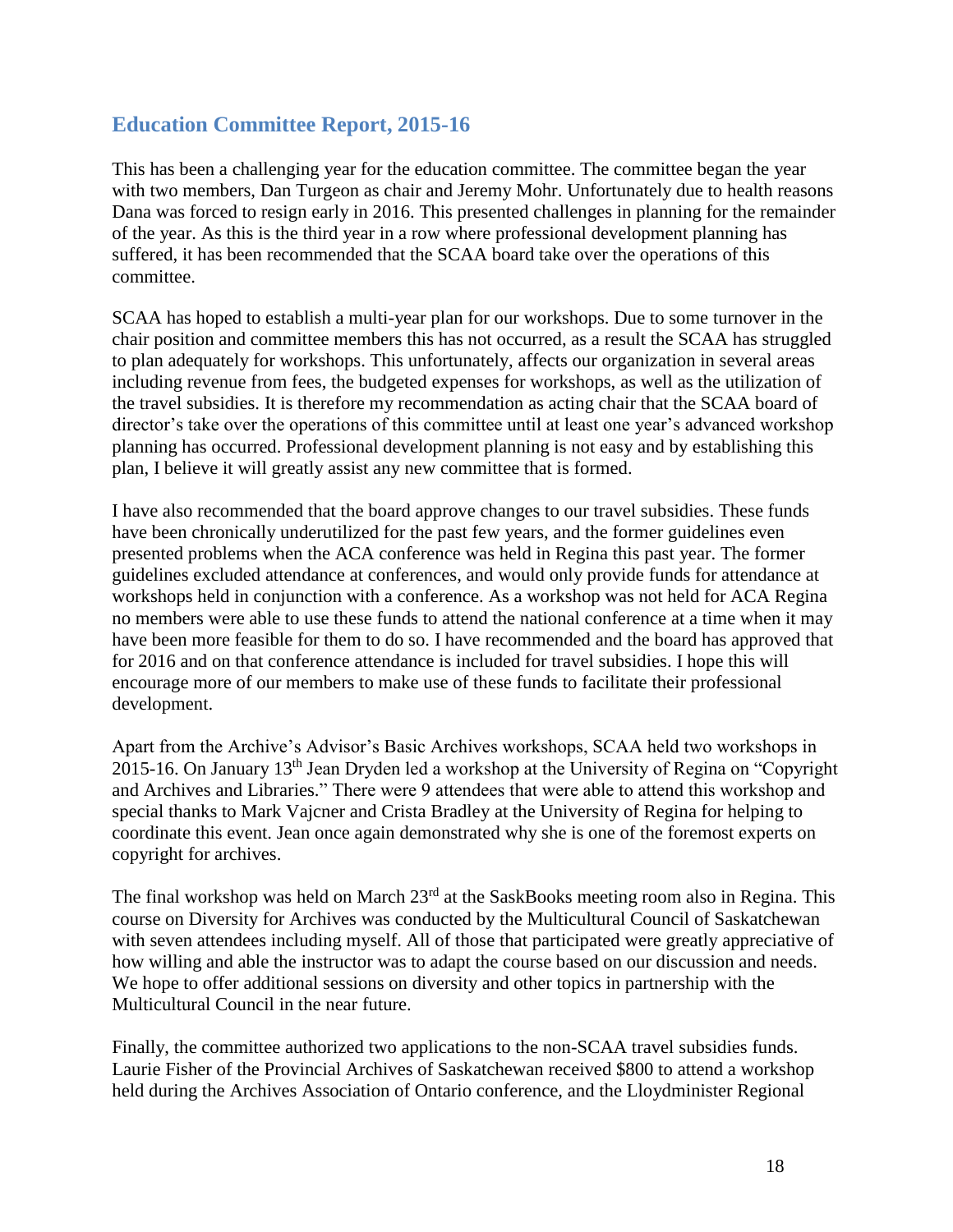## Education Committee Report, 2015-16

This has been a challenging year for the education committee. The committee began the year with two members, Dan Turgeon as chair and Jeremy Mohr. Unfortunately due to health reasons Dana was forced to resign early in 2016. This presented challenges in planning for the remainder of the year. As this is the third year in a row where professional development planning has suffered, it has been recommended that the SCAA board take over the operations of this committee.

SCAA has hoped to establish a multi-year plan for our workshops. Due to some turnover in the chair position and committee members this has not occurred, as a result the SCAA has struggled to plan adequately for workshops. This unfortunately, affects our organization in several areas including revenue from fees, the budgeted expenses for workshops, as well as the utilization of the travel subsidies. It is therefore my recommendation as acting chair that the SCAA board of director's take over the operations of this committee until at least one year's advanced workshop planning has occurred. Professional development planning is not easy and by establishing this plan, I believe it will greatly assist any new committee that is formed.

I have also recommended that the board approve changes to our travel subsidies. These funds have been chronically underutilized for the past few years, and the former guidelines even presented problems when the ACA conference was held in Regina this past year. The former guidelines excluded attendance at conferences, and would only provide funds for attendance at workshops held in conjunction with a conference. As a workshop was not held for ACA Regina no members were able to use these funds to attend the national conference at a time when it may have been more feasible for them to do so. I have recommended and the board has approved that for 2016 and on that conference attendance is included for travel subsidies. I hope this will encourage more of our members to make use of these funds to facilitate their professional development.

Apart from the Archive's Advisor's Basic Archives workshops, SCAA held two workshops in 2015-16. On January 13th Jean Dryden led a workshop at the University of Regina on "Copyright and Archives and Libraries." There were 9 attendees that were able to attend this workshop and special thanks to Mark Vajcner and Crista Bradley at the University of Regina for helping to coordinate this event. Jean once again demonstrated why she is one of the foremost experts on copyright for archives.

The final workshop was held on March 23rd at the SaskBooks meeting room also in Regina. This course on Diversity for Archives was conducted by the Multicultural Council of Saskatchewan with seven attendees including myself. All of those that participated were greatly appreciative of how willing and able the instructor was to adapt the course based on our discussion and needs. We hope to offer additional sessions on diversity and other topics in partnership with the Multicultural Council in the near future.

Finally, the committee authorized two applications to the non-SCAA travel subsidies funds. Laurie Fisher of the Provincial Archives of Saskatchewan received $800 to attend a workshop held during the Archives Association of Ontario conference, and the Lloydminister Regional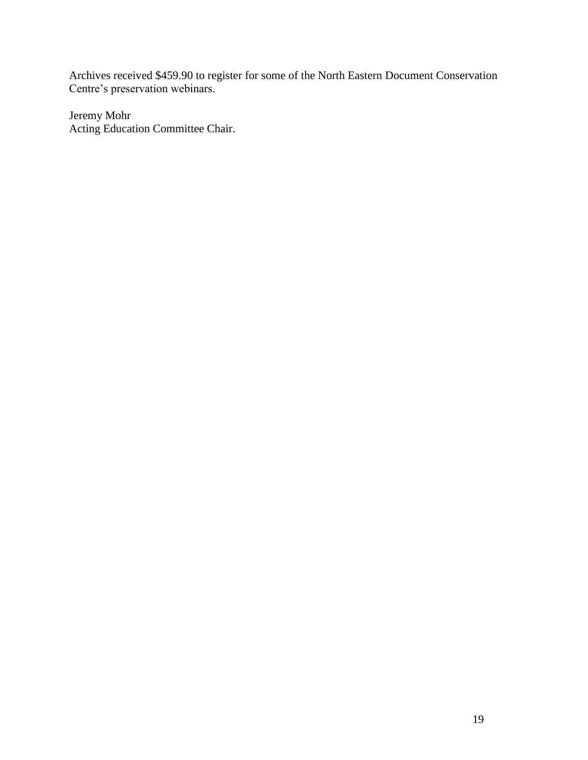Archives received $459.90 to register for some of the North Eastern Document Conservation Centre's preservation webinars.

Jeremy Mohr
Acting Education Committee Chair.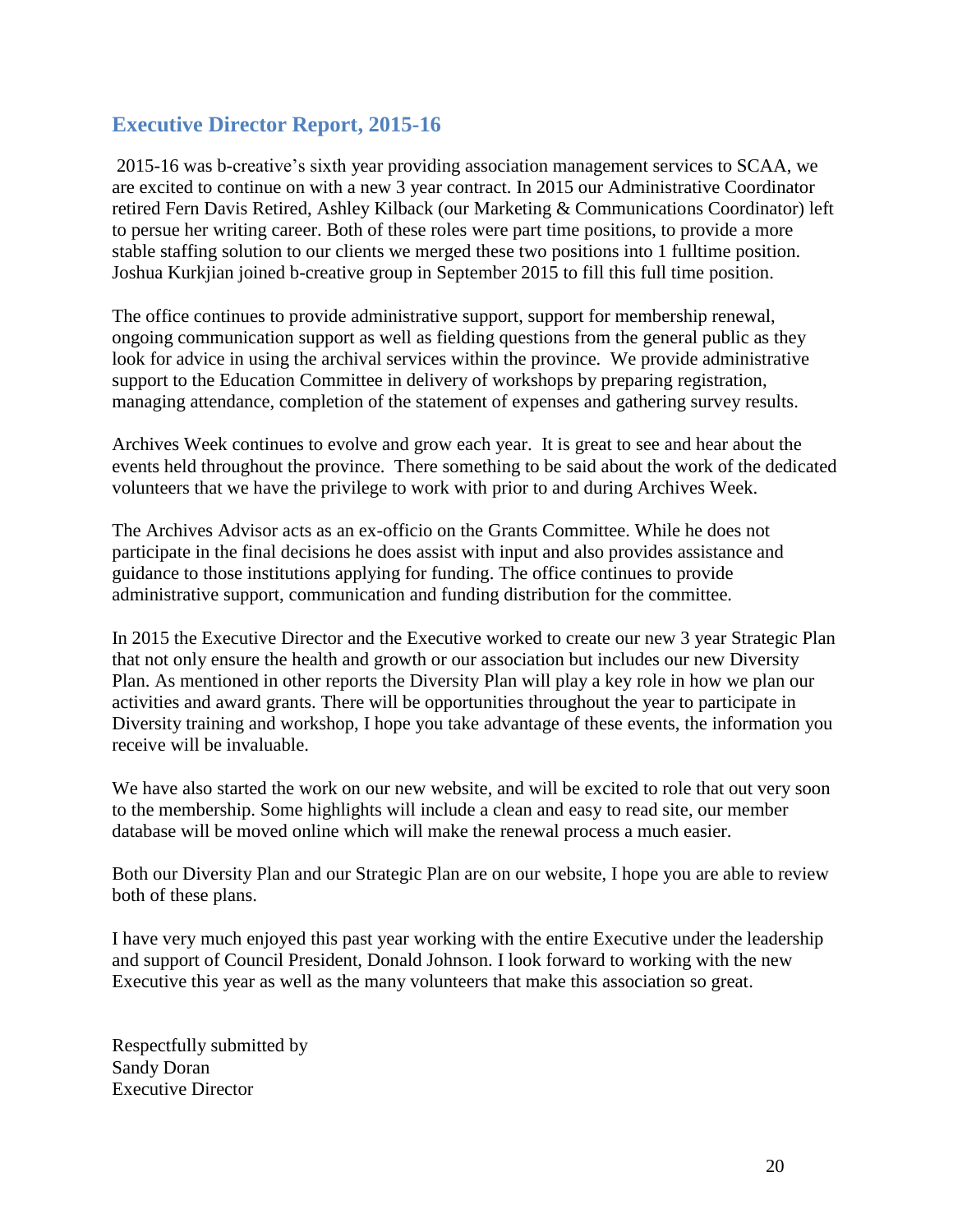## Executive Director Report, 2015-16

2015-16 was b-creative's sixth year providing association management services to SCAA, we are excited to continue on with a new 3 year contract. In 2015 our Administrative Coordinator retired Fern Davis Retired, Ashley Kilback (our Marketing & Communications Coordinator) left to persue her writing career. Both of these roles were part time positions, to provide a more stable staffing solution to our clients we merged these two positions into 1 fulltime position. Joshua Kurkjian joined b-creative group in September 2015 to fill this full time position.

The office continues to provide administrative support, support for membership renewal, ongoing communication support as well as fielding questions from the general public as they look for advice in using the archival services within the province. We provide administrative support to the Education Committee in delivery of workshops by preparing registration, managing attendance, completion of the statement of expenses and gathering survey results.

Archives Week continues to evolve and grow each year. It is great to see and hear about the events held throughout the province. There something to be said about the work of the dedicated volunteers that we have the privilege to work with prior to and during Archives Week.

The Archives Advisor acts as an ex-officio on the Grants Committee. While he does not participate in the final decisions he does assist with input and also provides assistance and guidance to those institutions applying for funding. The office continues to provide administrative support, communication and funding distribution for the committee.

In 2015 the Executive Director and the Executive worked to create our new 3 year Strategic Plan that not only ensure the health and growth or our association but includes our new Diversity Plan. As mentioned in other reports the Diversity Plan will play a key role in how we plan our activities and award grants. There will be opportunities throughout the year to participate in Diversity training and workshop, I hope you take advantage of these events, the information you receive will be invaluable.

We have also started the work on our new website, and will be excited to role that out very soon to the membership. Some highlights will include a clean and easy to read site, our member database will be moved online which will make the renewal process a much easier.

Both our Diversity Plan and our Strategic Plan are on our website, I hope you are able to review both of these plans.

I have very much enjoyed this past year working with the entire Executive under the leadership and support of Council President, Donald Johnson. I look forward to working with the new Executive this year as well as the many volunteers that make this association so great.

Respectfully submitted by
Sandy Doran
Executive Director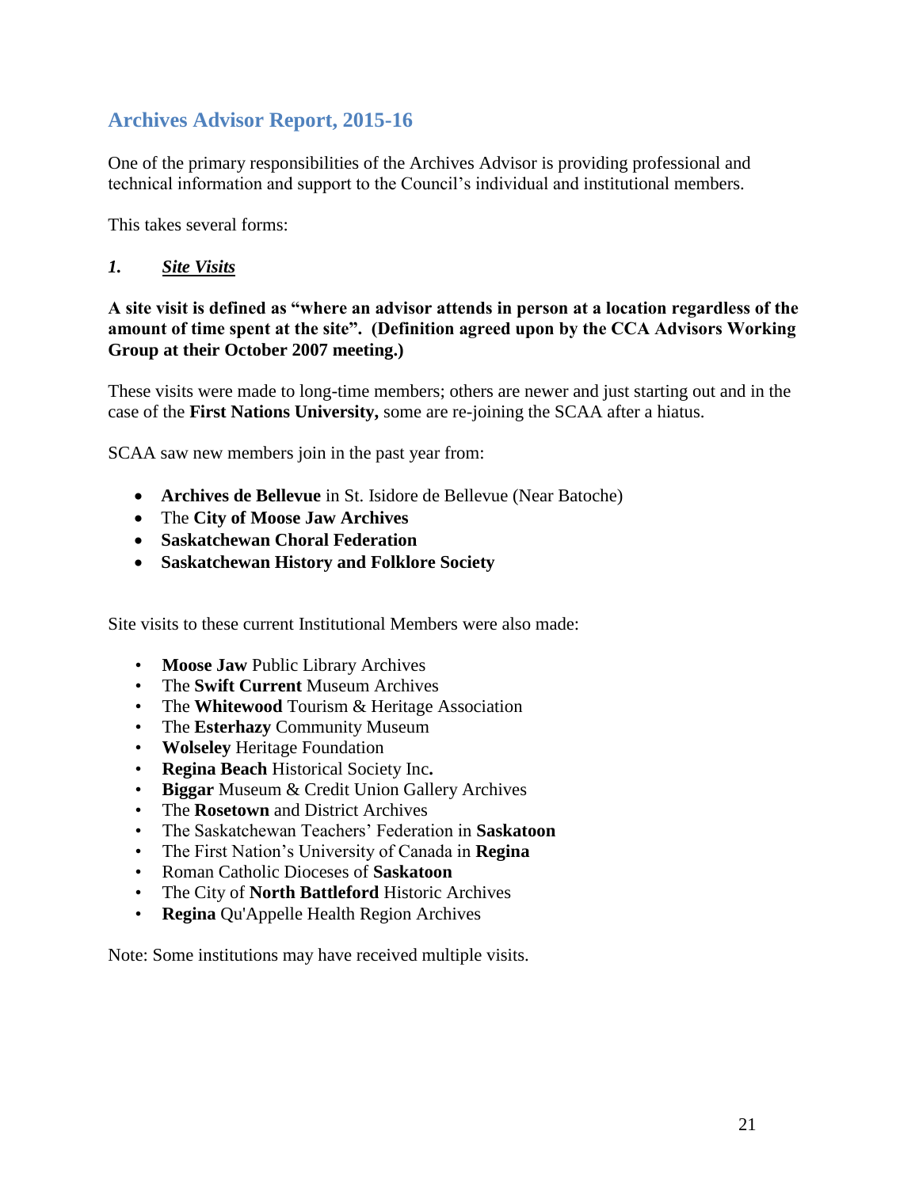## Archives Advisor Report, 2015-16

One of the primary responsibilities of the Archives Advisor is providing professional and technical information and support to the Council's individual and institutional members.

This takes several forms:

### *1. Site Visits*

**A site visit is defined as "where an advisor attends in person at a location regardless of the amount of time spent at the site". (Definition agreed upon by the CCA Advisors Working Group at their October 2007 meeting.)**

These visits were made to long-time members; others are newer and just starting out and in the case of the **First Nations University,** some are re-joining the SCAA after a hiatus.

SCAA saw new members join in the past year from:

- **Archives de Bellevue** in St. Isidore de Bellevue (Near Batoche)
- The **City of Moose Jaw Archives**
- **Saskatchewan Choral Federation**
- **Saskatchewan History and Folklore Society**

Site visits to these current Institutional Members were also made:

- **Moose Jaw** Public Library Archives
- The **Swift Current** Museum Archives
- The **Whitewood** Tourism & Heritage Association
- The **Esterhazy** Community Museum
- **Wolseley** Heritage Foundation
- **Regina Beach** Historical Society Inc**.**
- **Biggar** Museum & Credit Union Gallery Archives
- The **Rosetown** and District Archives
- The Saskatchewan Teachers' Federation in **Saskatoon**
- The First Nation's University of Canada in **Regina**
- Roman Catholic Dioceses of **Saskatoon**
- The City of **North Battleford** Historic Archives
- **Regina** Qu'Appelle Health Region Archives

Note: Some institutions may have received multiple visits.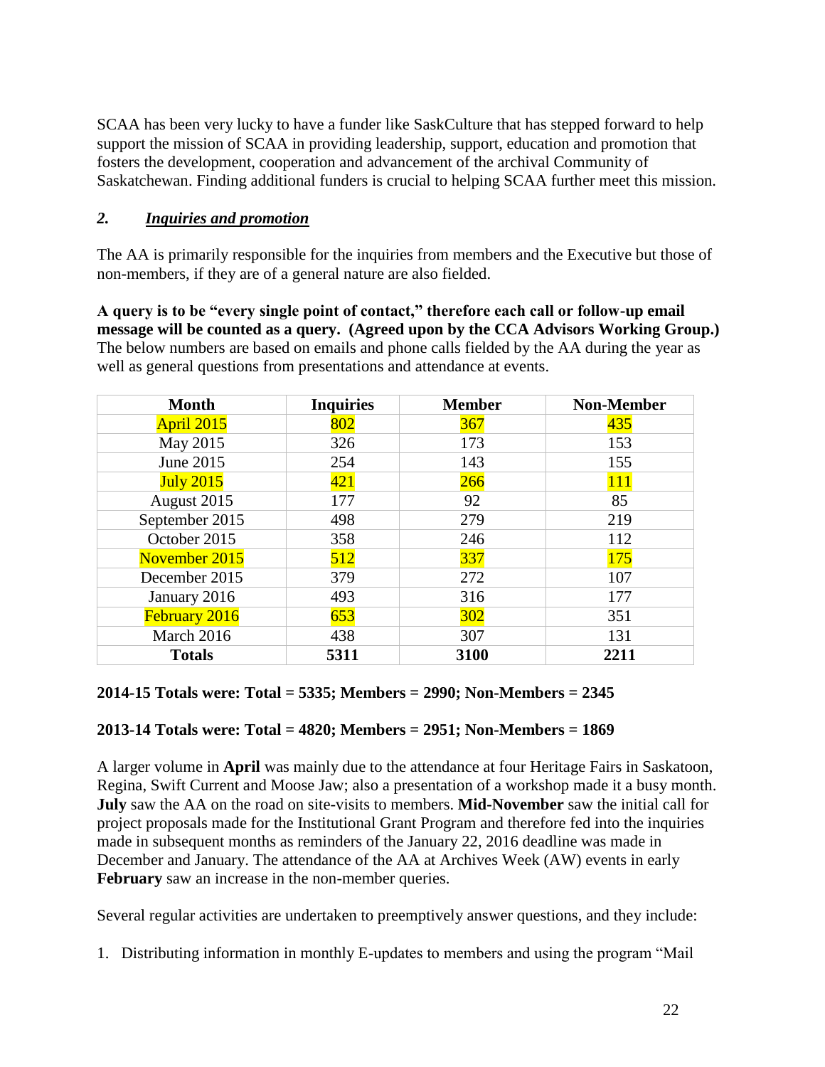SCAA has been very lucky to have a funder like SaskCulture that has stepped forward to help support the mission of SCAA in providing leadership, support, education and promotion that fosters the development, cooperation and advancement of the archival Community of Saskatchewan. Finding additional funders is crucial to helping SCAA further meet this mission.

## *2. Inquiries and promotion*

The AA is primarily responsible for the inquiries from members and the Executive but those of non-members, if they are of a general nature are also fielded.

**A query is to be "every single point of contact," therefore each call or follow-up email message will be counted as a query. (Agreed upon by the CCA Advisors Working Group.)** The below numbers are based on emails and phone calls fielded by the AA during the year as well as general questions from presentations and attendance at events.

| Month | Inquiries | Member | Non-Member |
|---|---|---|---|
| April 2015 | 802 | 367 | 435 |
| May 2015 | 326 | 173 | 153 |
| June 2015 | 254 | 143 | 155 |
| July 2015 | 421 | 266 | 111 |
| August 2015 | 177 | 92 | 85 |
| September 2015 | 498 | 279 | 219 |
| October 2015 | 358 | 246 | 112 |
| November 2015 | 512 | 337 | 175 |
| December 2015 | 379 | 272 | 107 |
| January 2016 | 493 | 316 | 177 |
| February 2016 | 653 | 302 | 351 |
| March 2016 | 438 | 307 | 131 |
| **Totals** | **5311** | **3100** | **2211** |

**2014-15 Totals were: Total = 5335; Members = 2990; Non-Members = 2345**

**2013-14 Totals were: Total = 4820; Members = 2951; Non-Members = 1869**

A larger volume in **April** was mainly due to the attendance at four Heritage Fairs in Saskatoon, Regina, Swift Current and Moose Jaw; also a presentation of a workshop made it a busy month. **July** saw the AA on the road on site-visits to members. **Mid-November** saw the initial call for project proposals made for the Institutional Grant Program and therefore fed into the inquiries made in subsequent months as reminders of the January 22, 2016 deadline was made in December and January. The attendance of the AA at Archives Week (AW) events in early **February** saw an increase in the non-member queries.

Several regular activities are undertaken to preemptively answer questions, and they include:

1. Distributing information in monthly E-updates to members and using the program "Mail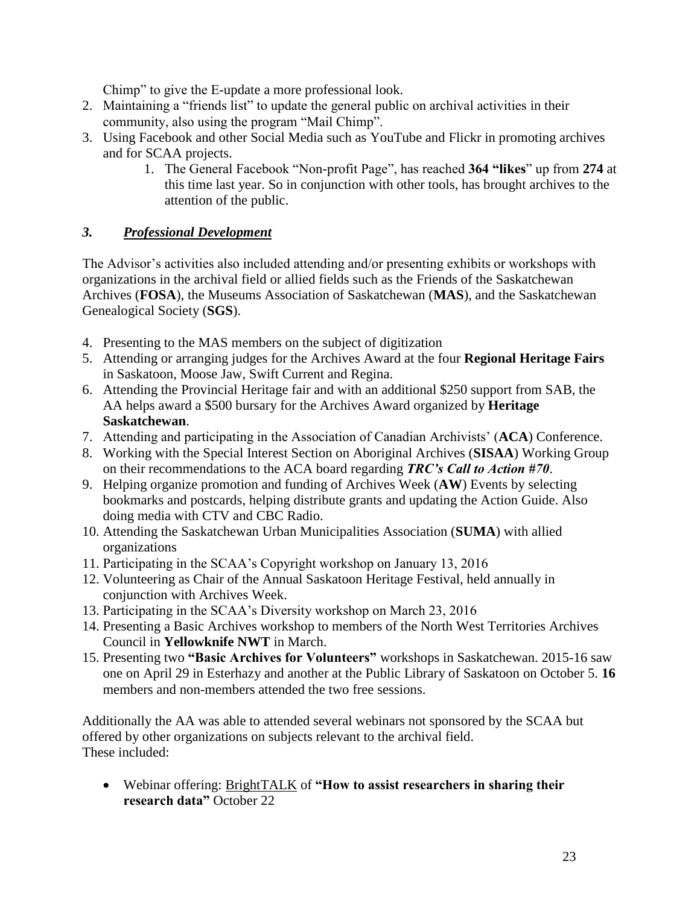Chimp" to give the E-update a more professional look.

2. Maintaining a "friends list" to update the general public on archival activities in their community, also using the program "Mail Chimp".
3. Using Facebook and other Social Media such as YouTube and Flickr in promoting archives and for SCAA projects.
    1. The General Facebook "Non-profit Page", has reached **364 "likes**" up from **274** at this time last year. So in conjunction with other tools, has brought archives to the attention of the public.

### *3. Professional Development*

The Advisor's activities also included attending and/or presenting exhibits or workshops with organizations in the archival field or allied fields such as the Friends of the Saskatchewan Archives (**FOSA**), the Museums Association of Saskatchewan (**MAS**), and the Saskatchewan Genealogical Society (**SGS**).

4. Presenting to the MAS members on the subject of digitization
5. Attending or arranging judges for the Archives Award at the four **Regional Heritage Fairs** in Saskatoon, Moose Jaw, Swift Current and Regina.
6. Attending the Provincial Heritage fair and with an additional $250 support from SAB, the AA helps award a $500 bursary for the Archives Award organized by **Heritage Saskatchewan**.
7. Attending and participating in the Association of Canadian Archivists' (**ACA**) Conference.
8. Working with the Special Interest Section on Aboriginal Archives (**SISAA**) Working Group on their recommendations to the ACA board regarding ***TRC's Call to Action #70***.
9. Helping organize promotion and funding of Archives Week (**AW**) Events by selecting bookmarks and postcards, helping distribute grants and updating the Action Guide. Also doing media with CTV and CBC Radio.
10. Attending the Saskatchewan Urban Municipalities Association (**SUMA**) with allied organizations
11. Participating in the SCAA's Copyright workshop on January 13, 2016
12. Volunteering as Chair of the Annual Saskatoon Heritage Festival, held annually in conjunction with Archives Week.
13. Participating in the SCAA's Diversity workshop on March 23, 2016
14. Presenting a Basic Archives workshop to members of the North West Territories Archives Council in **Yellowknife NWT** in March.
15. Presenting two **"Basic Archives for Volunteers"** workshops in Saskatchewan. 2015-16 saw one on April 29 in Esterhazy and another at the Public Library of Saskatoon on October 5. **16** members and non-members attended the two free sessions.

Additionally the AA was able to attended several webinars not sponsored by the SCAA but offered by other organizations on subjects relevant to the archival field.
These included:

- Webinar offering: BrightTALK of **"How to assist researchers in sharing their research data"** October 22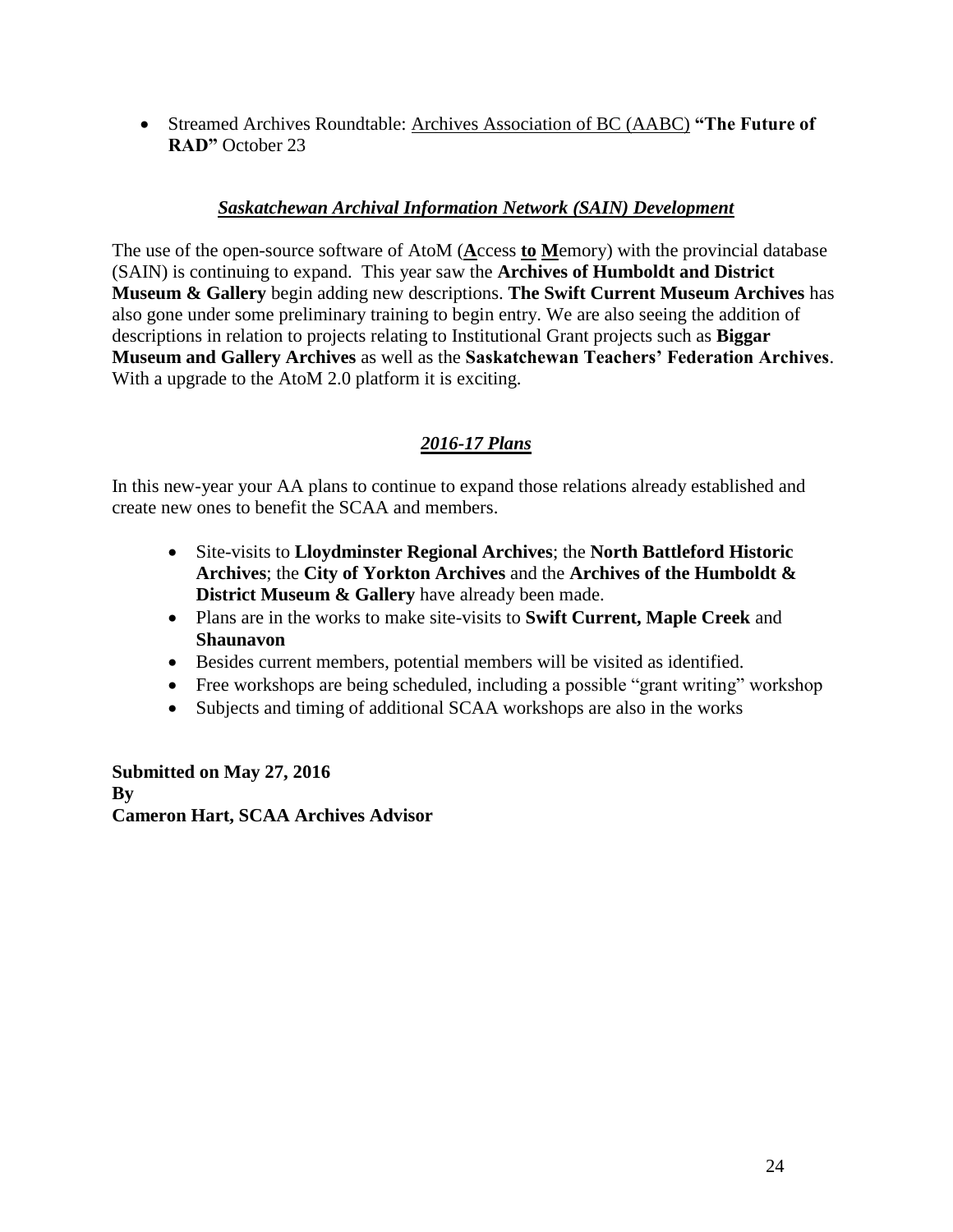- Streamed Archives Roundtable: Archives Association of BC (AABC) **"The Future of RAD"** October 23

## *Saskatchewan Archival Information Network (SAIN) Development*

The use of the open-source software of AtoM (**A**ccess **to** **M**emory) with the provincial database (SAIN) is continuing to expand. This year saw the **Archives of Humboldt and District Museum & Gallery** begin adding new descriptions. **The Swift Current Museum Archives** has also gone under some preliminary training to begin entry. We are also seeing the addition of descriptions in relation to projects relating to Institutional Grant projects such as **Biggar Museum and Gallery Archives** as well as the **Saskatchewan Teachers' Federation Archives**. With a upgrade to the AtoM 2.0 platform it is exciting.

## *2016-17 Plans*

In this new-year your AA plans to continue to expand those relations already established and create new ones to benefit the SCAA and members.

- Site-visits to **Lloydminster Regional Archives**; the **North Battleford Historic Archives**; the **City of Yorkton Archives** and the **Archives of the Humboldt & District Museum & Gallery** have already been made.
- Plans are in the works to make site-visits to **Swift Current, Maple Creek** and **Shaunavon**
- Besides current members, potential members will be visited as identified.
- Free workshops are being scheduled, including a possible "grant writing" workshop
- Subjects and timing of additional SCAA workshops are also in the works

**Submitted on May 27, 2016**
**By**
**Cameron Hart, SCAA Archives Advisor**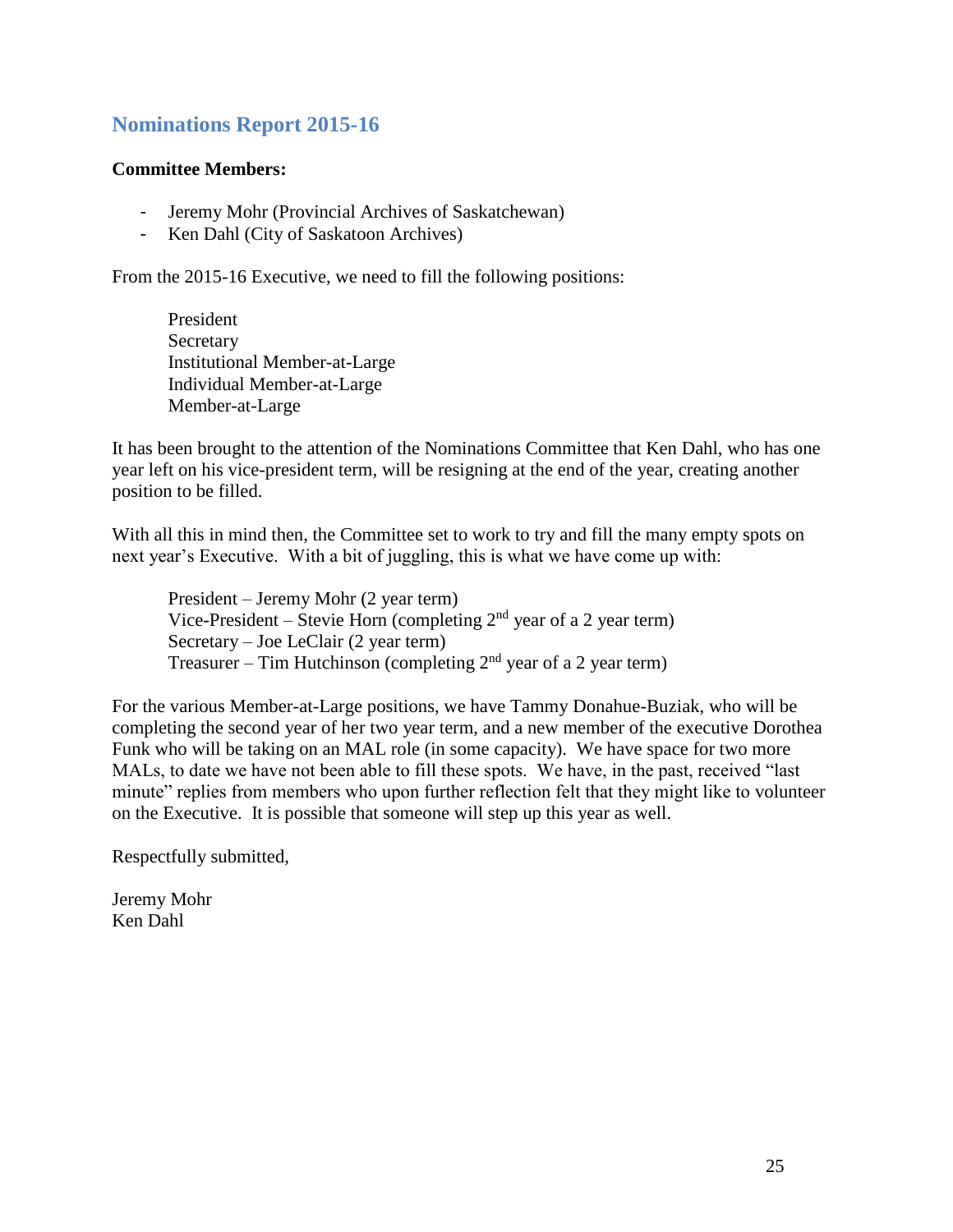## Nominations Report 2015-16

**Committee Members:**

- Jeremy Mohr (Provincial Archives of Saskatchewan)
- Ken Dahl (City of Saskatoon Archives)

From the 2015-16 Executive, we need to fill the following positions:

President
Secretary
Institutional Member-at-Large
Individual Member-at-Large
Member-at-Large

It has been brought to the attention of the Nominations Committee that Ken Dahl, who has one year left on his vice-president term, will be resigning at the end of the year, creating another position to be filled.

With all this in mind then, the Committee set to work to try and fill the many empty spots on next year's Executive. With a bit of juggling, this is what we have come up with:

President – Jeremy Mohr (2 year term)
Vice-President – Stevie Horn (completing 2nd year of a 2 year term)
Secretary – Joe LeClair (2 year term)
Treasurer – Tim Hutchinson (completing 2nd year of a 2 year term)

For the various Member-at-Large positions, we have Tammy Donahue-Buziak, who will be completing the second year of her two year term, and a new member of the executive Dorothea Funk who will be taking on an MAL role (in some capacity). We have space for two more MALs, to date we have not been able to fill these spots. We have, in the past, received "last minute" replies from members who upon further reflection felt that they might like to volunteer on the Executive. It is possible that someone will step up this year as well.

Respectfully submitted,

Jeremy Mohr
Ken Dahl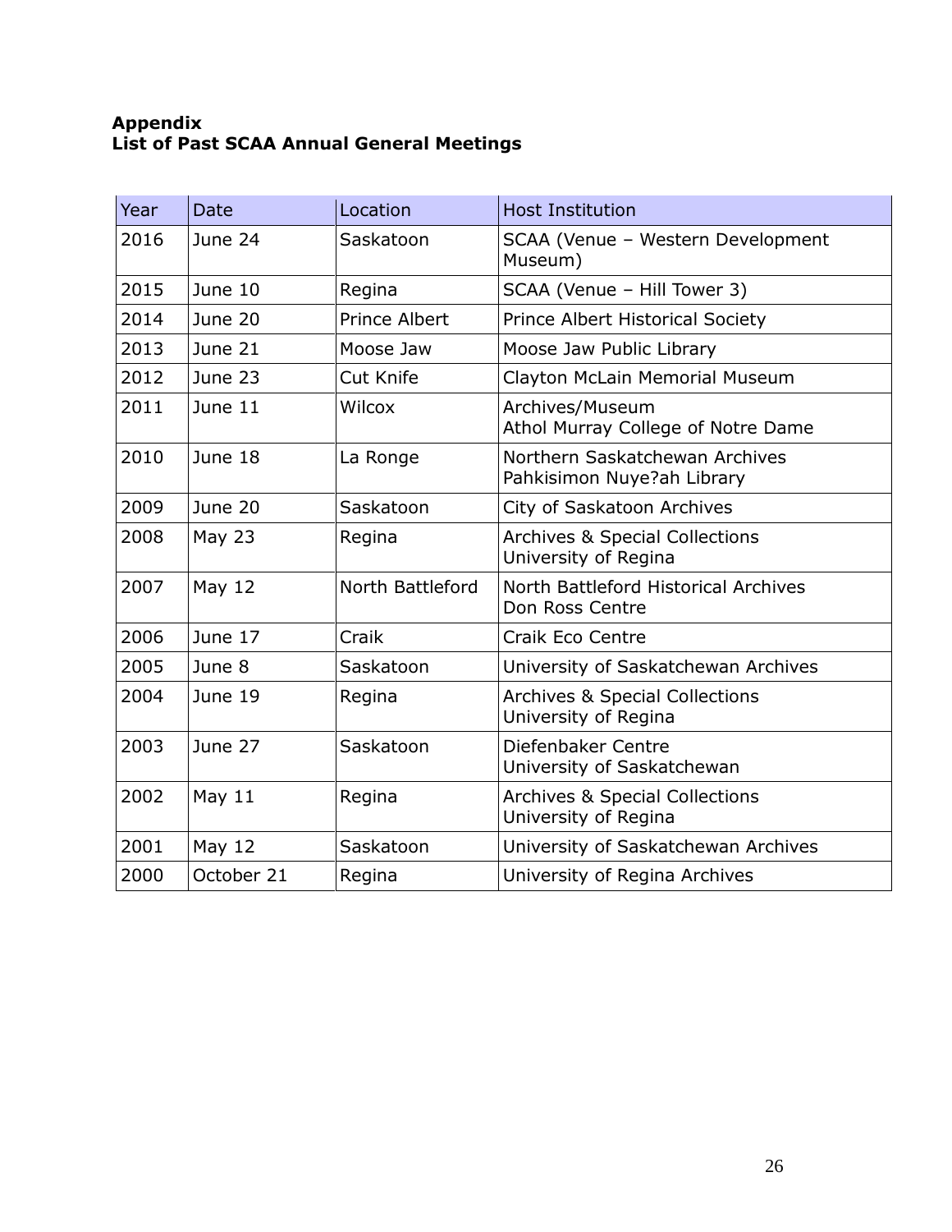**Appendix**
**List of Past SCAA Annual General Meetings**

| Year | Date | Location | Host Institution |
|---|---|---|---|
| 2016 | June 24 | Saskatoon | SCAA (Venue – Western Development Museum) |
| 2015 | June 10 | Regina | SCAA (Venue – Hill Tower 3) |
| 2014 | June 20 | Prince Albert | Prince Albert Historical Society |
| 2013 | June 21 | Moose Jaw | Moose Jaw Public Library |
| 2012 | June 23 | Cut Knife | Clayton McLain Memorial Museum |
| 2011 | June 11 | Wilcox | Archives/Museum Athol Murray College of Notre Dame |
| 2010 | June 18 | La Ronge | Northern Saskatchewan Archives Pahkisimon Nuye?ah Library |
| 2009 | June 20 | Saskatoon | City of Saskatoon Archives |
| 2008 | May 23 | Regina | Archives & Special Collections University of Regina |
| 2007 | May 12 | North Battleford | North Battleford Historical Archives Don Ross Centre |
| 2006 | June 17 | Craik | Craik Eco Centre |
| 2005 | June 8 | Saskatoon | University of Saskatchewan Archives |
| 2004 | June 19 | Regina | Archives & Special Collections University of Regina |
| 2003 | June 27 | Saskatoon | Diefenbaker Centre University of Saskatchewan |
| 2002 | May 11 | Regina | Archives & Special Collections University of Regina |
| 2001 | May 12 | Saskatoon | University of Saskatchewan Archives |
| 2000 | October 21 | Regina | University of Regina Archives |